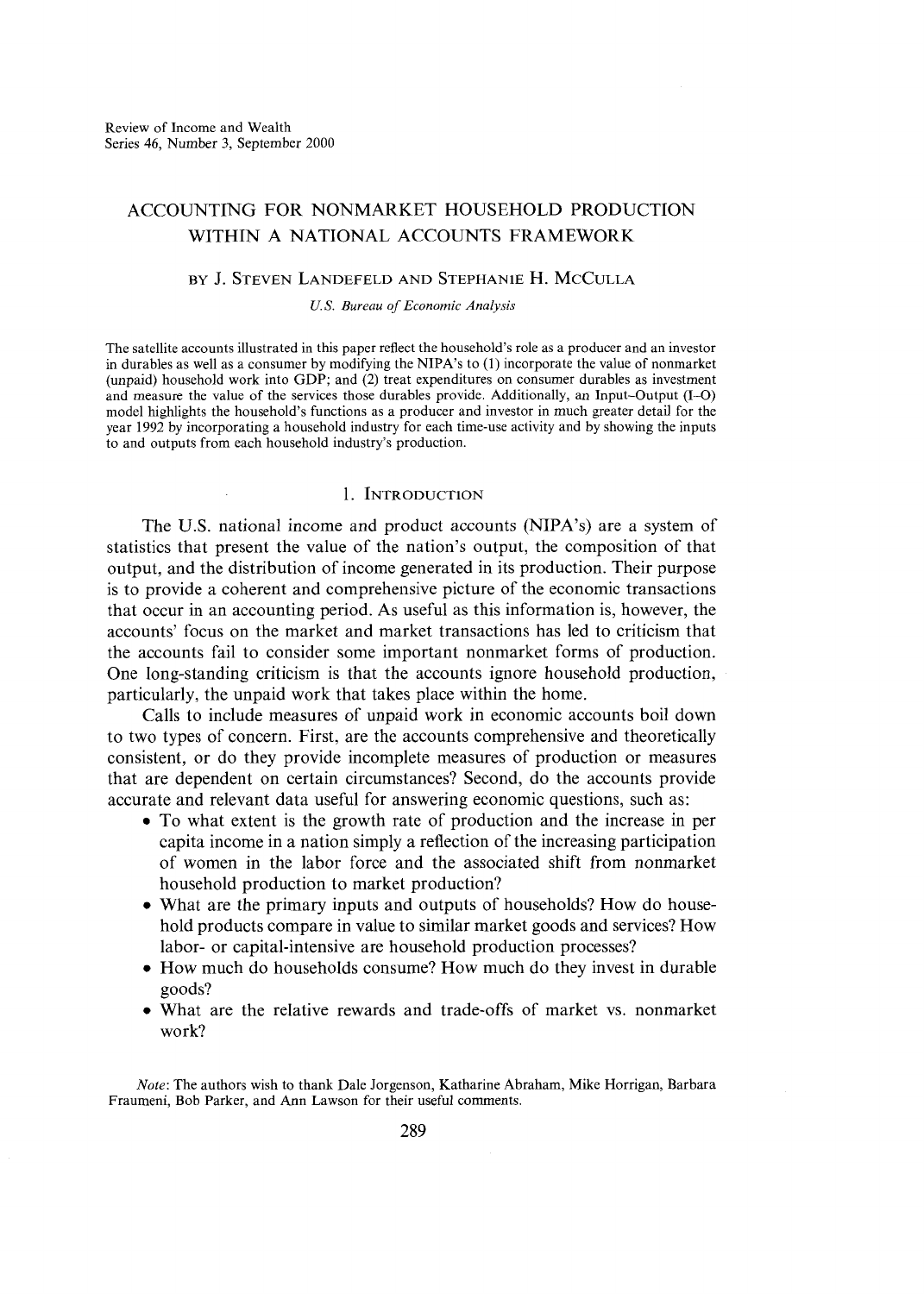# ACCOUNTING FOR NONMARKET HOUSEHOLD PRODUCTION WITHIN A NATIONAL ACCOUNTS FRAMEWORK

BY J. STEVEN LANDEFELD AND STEPHANIE H. MCCULLA

*U.S. Bureau of Economic Analysis*

The satellite accounts illustrated in this paper reflect the household's role as a producer and an investor in durables as well as a consumer by modifying the NIPA's to (1) incorporate the value of nonmarket (unpaid) household work into GDP; and (2) treat expenditures on consumer durables as investment and measure the value of the services those durables provide. Additionally, an Input–Output (I–O) model highlights the household's functions as a producer and investor in much greater detail for the year 1992 by incorporating a household industry for each time-use activity and by showing the inputs to and outputs from each household industry's production.

## 1. INTRODUCTION

The U.S. national income and product accounts (NIPA's) are a system of statistics that present the value of the nation's output, the composition of that output, and the distribution of income generated in its production. Their purpose is to provide a coherent and comprehensive picture of the economic transactions that occur in an accounting period. As useful as this information is, however, the accounts' focus on the market and market transactions has led to criticism that the accounts fail to consider some important nonmarket forms of production. One long-standing criticism is that the accounts ignore household production, particularly, the unpaid work that takes place within the home.

Calls to include measures of unpaid work in economic accounts boil down to two types of concern. First, are the accounts comprehensive and theoretically consistent, or do they provide incomplete measures of production or measures that are dependent on certain circumstances? Second, do the accounts provide accurate and relevant data useful for answering economic questions, such as:

- To what extent is the growth rate of production and the increase in per capita income in a nation simply a reflection of the increasing participation of women in the labor force and the associated shift from nonmarket household production to market production?
- What are the primary inputs and outputs of households? How do household products compare in value to similar market goods and services? How labor- or capital-intensive are household production processes?
- How much do households consume? How much do they invest in durable goods?
- What are the relative rewards and trade-offs of market vs. nonmarket work?

*Note*: The authors wish to thank Dale Jorgenson, Katharine Abraham, Mike Horrigan, Barbara Fraumeni, Bob Parker, and Ann Lawson for their useful comments.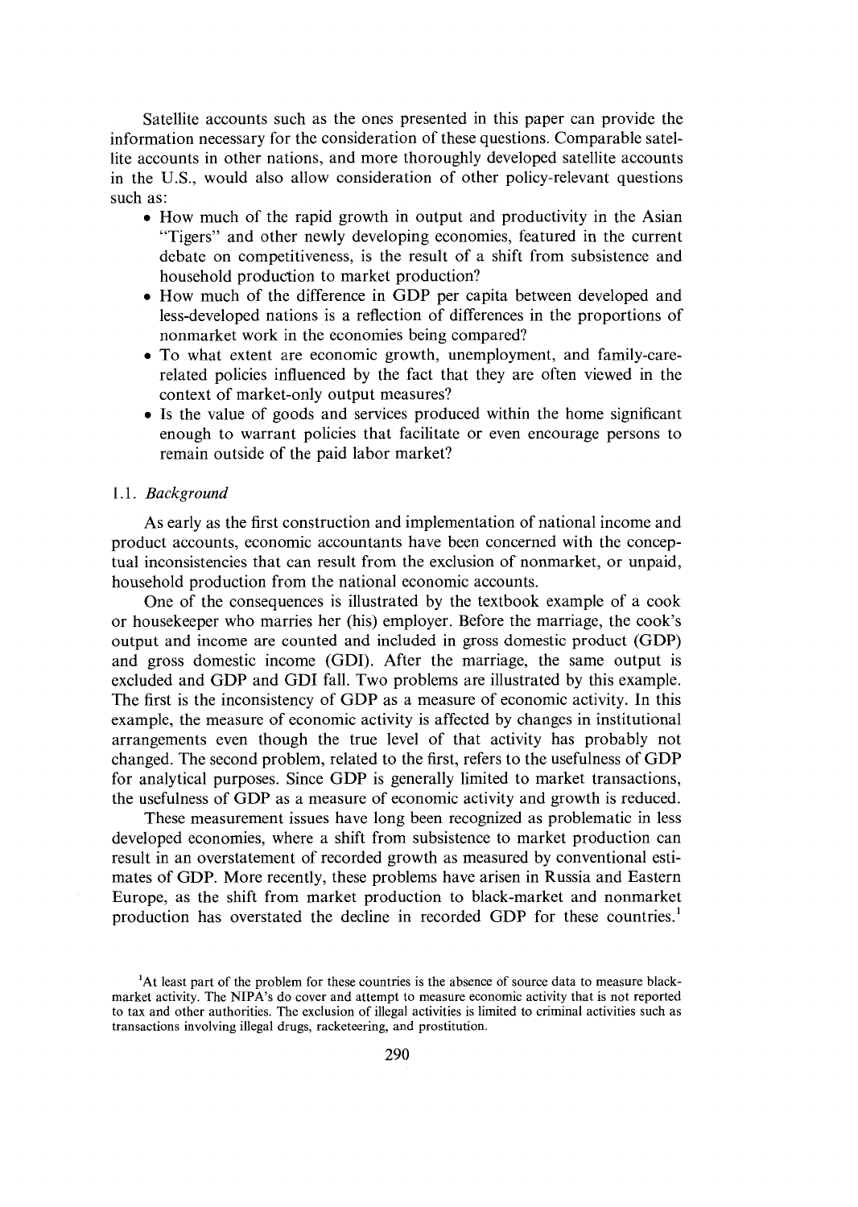Satellite accounts such as the ones presented in this paper can provide the information necessary for the consideration of these questions. Comparable satellite accounts in other nations, and more thoroughly developed satellite accounts in the U.S., would also allow consideration of other policy-relevant questions such as:

- How much of the rapid growth in output and productivity in the Asian "Tigers" and other newly developing economies, featured in the current debate on competitiveness, is the result of a shift from subsistence and household production to market production?
- How much of the difference in GDP per capita between developed and less-developed nations is a reflection of differences in the proportions of nonmarket work in the economies being compared?
- To what extent are economic growth, unemployment, and family-care-related policies influenced by the fact that they are often viewed in the context of market-only output measures?
- Is the value of goods and services produced within the home significant enough to warrant policies that facilitate or even encourage persons to remain outside of the paid labor market?

### 1.1. *Background*

As early as the first construction and implementation of national income and product accounts, economic accountants have been concerned with the conceptual inconsistencies that can result from the exclusion of nonmarket, or unpaid, household production from the national economic accounts.

One of the consequences is illustrated by the textbook example of a cook or housekeeper who marries her (his) employer. Before the marriage, the cook's output and income are counted and included in gross domestic product (GDP) and gross domestic income (GDI). After the marriage, the same output is excluded and GDP and GDI fall. Two problems are illustrated by this example. The first is the inconsistency of GDP as a measure of economic activity. In this example, the measure of economic activity is affected by changes in institutional arrangements even though the true level of that activity has probably not changed. The second problem, related to the first, refers to the usefulness of GDP for analytical purposes. Since GDP is generally limited to market transactions, the usefulness of GDP as a measure of economic activity and growth is reduced.

These measurement issues have long been recognized as problematic in less developed economies, where a shift from subsistence to market production can result in an overstatement of recorded growth as measured by conventional estimates of GDP. More recently, these problems have arisen in Russia and Eastern Europe, as the shift from market production to black-market and nonmarket production has overstated the decline in recorded GDP for these countries.[1]

[1] At least part of the problem for these countries is the absence of source data to measure black-market activity. The NIPA's do cover and attempt to measure economic activity that is not reported to tax and other authorities. The exclusion of illegal activities is limited to criminal activities such as transactions involving illegal drugs, racketeering, and prostitution.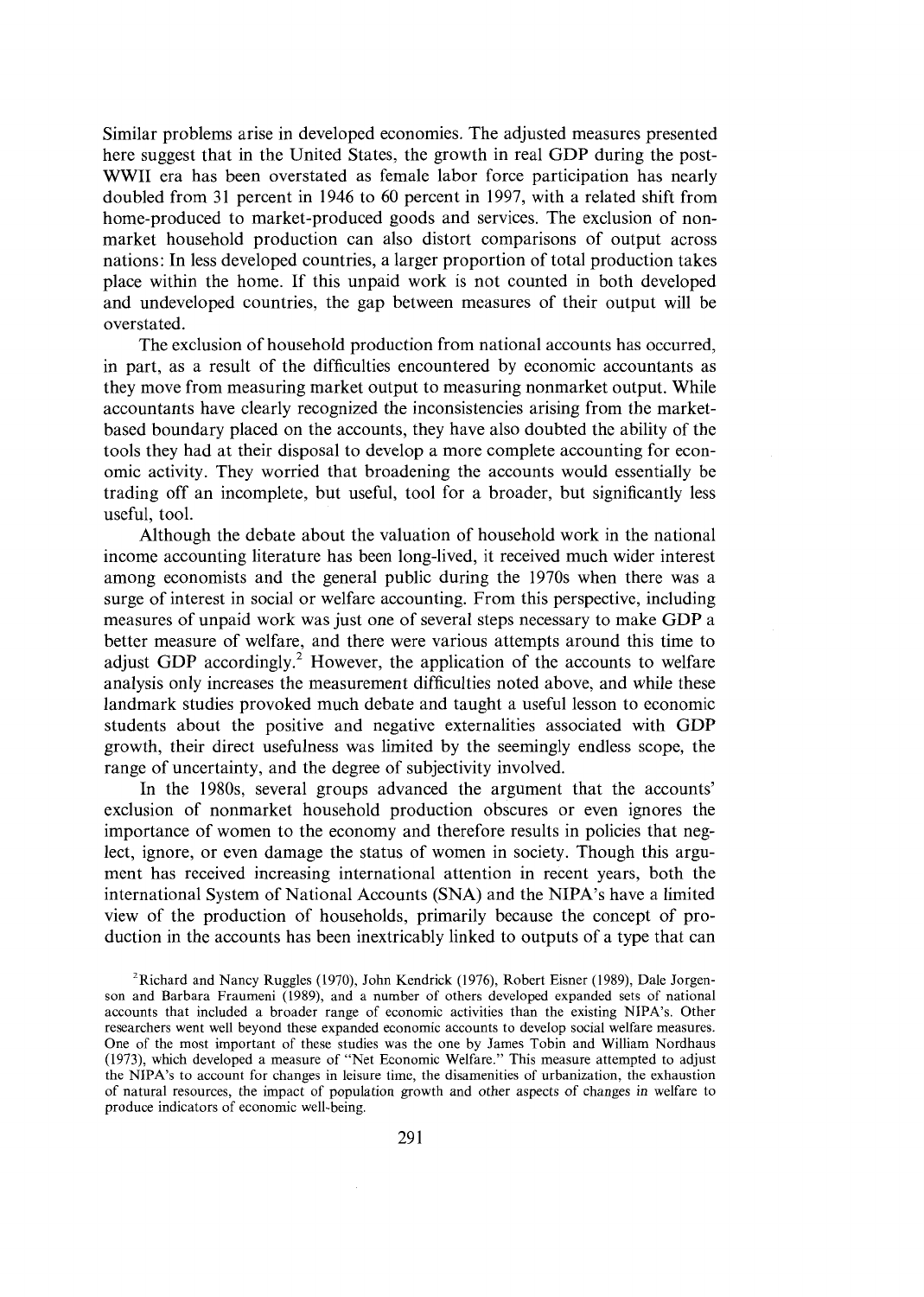Similar problems arise in developed economies. The adjusted measures presented here suggest that in the United States, the growth in real GDP during the post-WWII era has been overstated as female labor force participation has nearly doubled from 31 percent in 1946 to 60 percent in 1997, with a related shift from home-produced to market-produced goods and services. The exclusion of non-market household production can also distort comparisons of output across nations: In less developed countries, a larger proportion of total production takes place within the home. If this unpaid work is not counted in both developed and undeveloped countries, the gap between measures of their output will be overstated.

The exclusion of household production from national accounts has occurred, in part, as a result of the difficulties encountered by economic accountants as they move from measuring market output to measuring nonmarket output. While accountants have clearly recognized the inconsistencies arising from the market-based boundary placed on the accounts, they have also doubted the ability of the tools they had at their disposal to develop a more complete accounting for economic activity. They worried that broadening the accounts would essentially be trading off an incomplete, but useful, tool for a broader, but significantly less useful, tool.

Although the debate about the valuation of household work in the national income accounting literature has been long-lived, it received much wider interest among economists and the general public during the 1970s when there was a surge of interest in social or welfare accounting. From this perspective, including measures of unpaid work was just one of several steps necessary to make GDP a better measure of welfare, and there were various attempts around this time to adjust GDP accordingly.[2] However, the application of the accounts to welfare analysis only increases the measurement difficulties noted above, and while these landmark studies provoked much debate and taught a useful lesson to economic students about the positive and negative externalities associated with GDP growth, their direct usefulness was limited by the seemingly endless scope, the range of uncertainty, and the degree of subjectivity involved.

In the 1980s, several groups advanced the argument that the accounts' exclusion of nonmarket household production obscures or even ignores the importance of women to the economy and therefore results in policies that neglect, ignore, or even damage the status of women in society. Though this argument has received increasing international attention in recent years, both the international System of National Accounts (SNA) and the NIPA's have a limited view of the production of households, primarily because the concept of production in the accounts has been inextricably linked to outputs of a type that can

[2]Richard and Nancy Ruggles (1970), John Kendrick (1976), Robert Eisner (1989), Dale Jorgenson and Barbara Fraumeni (1989), and a number of others developed expanded sets of national accounts that included a broader range of economic activities than the existing NIPA's. Other researchers went well beyond these expanded economic accounts to develop social welfare measures. One of the most important of these studies was the one by James Tobin and William Nordhaus (1973), which developed a measure of "Net Economic Welfare." This measure attempted to adjust the NIPA's to account for changes in leisure time, the disamenities of urbanization, the exhaustion of natural resources, the impact of population growth and other aspects of changes in welfare to produce indicators of economic well-being.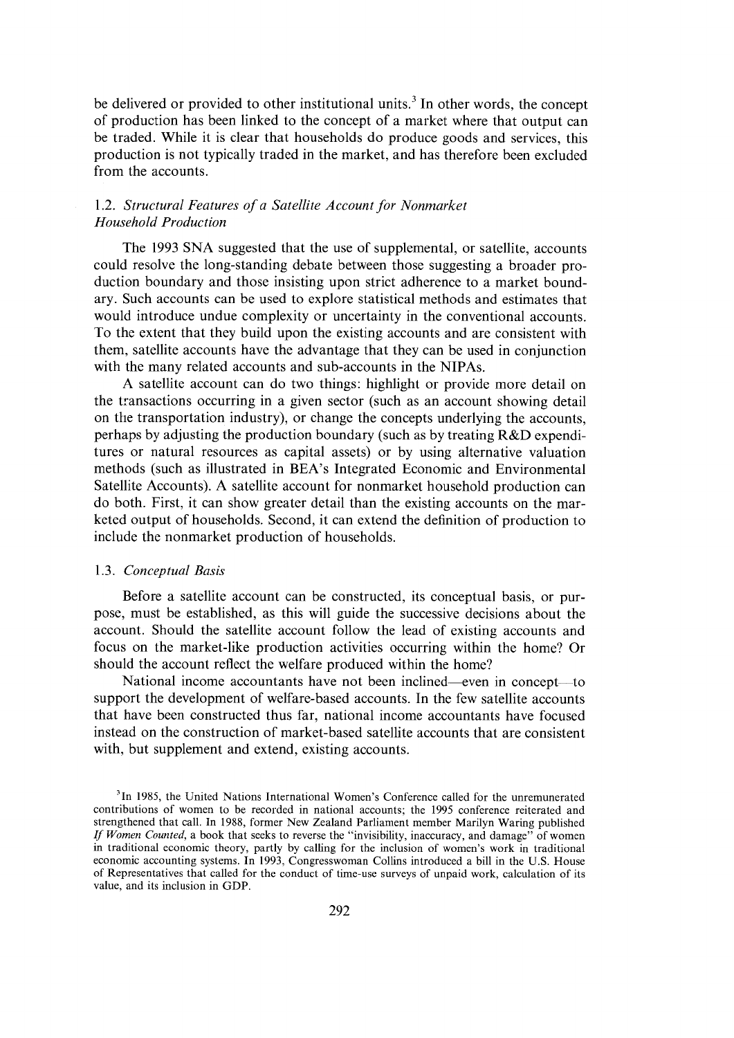be delivered or provided to other institutional units.[3] In other words, the concept of production has been linked to the concept of a market where that output can be traded. While it is clear that households do produce goods and services, this production is not typically traded in the market, and has therefore been excluded from the accounts.

### 1.2. *Structural Features of a Satellite Account for Nonmarket Household Production*

The 1993 SNA suggested that the use of supplemental, or satellite, accounts could resolve the long-standing debate between those suggesting a broader production boundary and those insisting upon strict adherence to a market boundary. Such accounts can be used to explore statistical methods and estimates that would introduce undue complexity or uncertainty in the conventional accounts. To the extent that they build upon the existing accounts and are consistent with them, satellite accounts have the advantage that they can be used in conjunction with the many related accounts and sub-accounts in the NIPAs.

A satellite account can do two things: highlight or provide more detail on the transactions occurring in a given sector (such as an account showing detail on the transportation industry), or change the concepts underlying the accounts, perhaps by adjusting the production boundary (such as by treating R&D expenditures or natural resources as capital assets) or by using alternative valuation methods (such as illustrated in BEA's Integrated Economic and Environmental Satellite Accounts). A satellite account for nonmarket household production can do both. First, it can show greater detail than the existing accounts on the marketed output of households. Second, it can extend the definition of production to include the nonmarket production of households.

### 1.3. *Conceptual Basis*

Before a satellite account can be constructed, its conceptual basis, or purpose, must be established, as this will guide the successive decisions about the account. Should the satellite account follow the lead of existing accounts and focus on the market-like production activities occurring within the home? Or should the account reflect the welfare produced within the home?

National income accountants have not been inclined—even in concept—to support the development of welfare-based accounts. In the few satellite accounts that have been constructed thus far, national income accountants have focused instead on the construction of market-based satellite accounts that are consistent with, but supplement and extend, existing accounts.

[3] In 1985, the United Nations International Women's Conference called for the unremunerated contributions of women to be recorded in national accounts; the 1995 conference reiterated and strengthened that call. In 1988, former New Zealand Parliament member Marilyn Waring published *If Women Counted*, a book that seeks to reverse the "invisibility, inaccuracy, and damage" of women in traditional economic theory, partly by calling for the inclusion of women's work in traditional economic accounting systems. In 1993, Congresswoman Collins introduced a bill in the U.S. House of Representatives that called for the conduct of time-use surveys of unpaid work, calculation of its value, and its inclusion in GDP.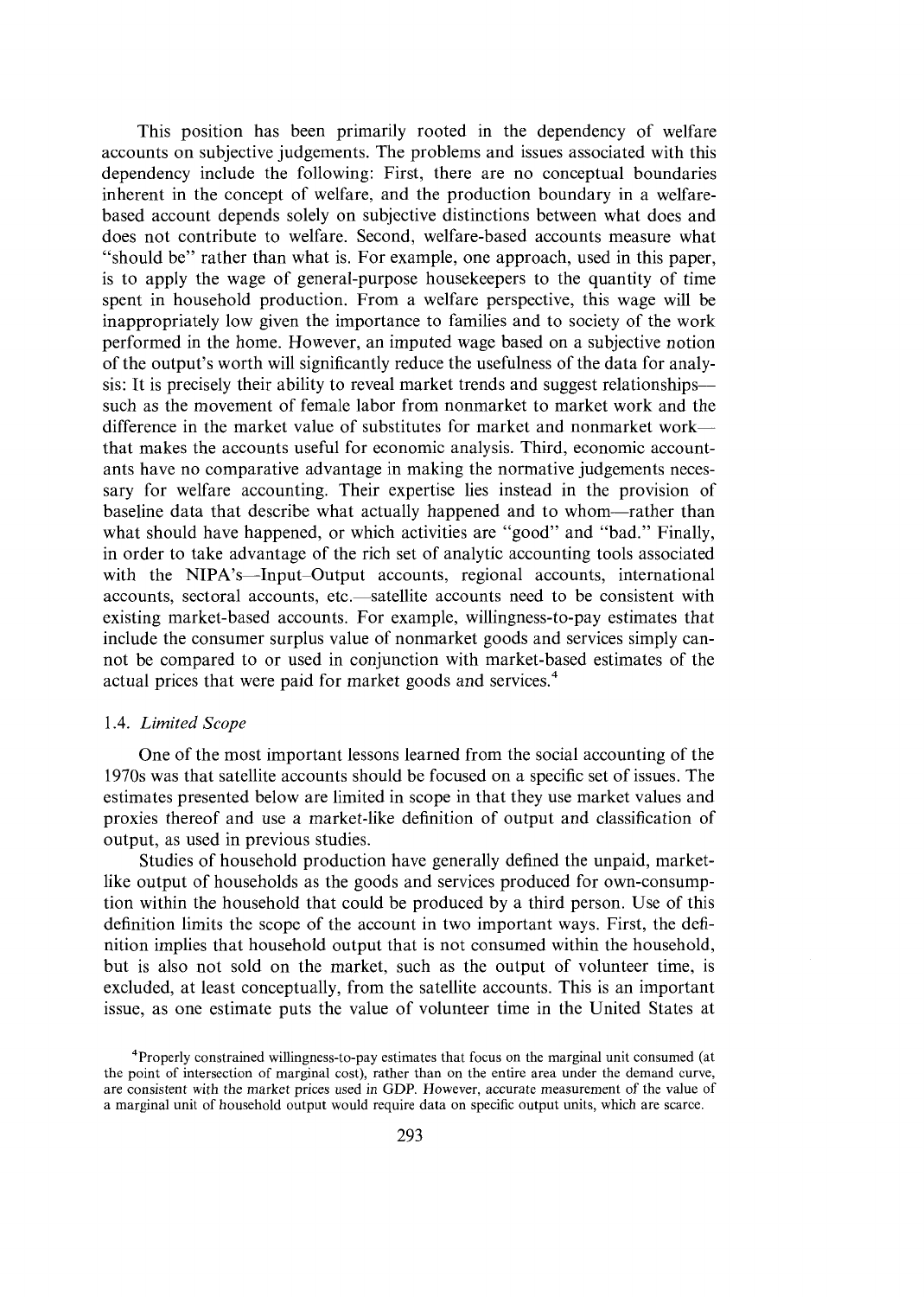This position has been primarily rooted in the dependency of welfare accounts on subjective judgements. The problems and issues associated with this dependency include the following: First, there are no conceptual boundaries inherent in the concept of welfare, and the production boundary in a welfare-based account depends solely on subjective distinctions between what does and does not contribute to welfare. Second, welfare-based accounts measure what "should be" rather than what is. For example, one approach, used in this paper, is to apply the wage of general-purpose housekeepers to the quantity of time spent in household production. From a welfare perspective, this wage will be inappropriately low given the importance to families and to society of the work performed in the home. However, an imputed wage based on a subjective notion of the output's worth will significantly reduce the usefulness of the data for analysis: It is precisely their ability to reveal market trends and suggest relationships—such as the movement of female labor from nonmarket to market work and the difference in the market value of substitutes for market and nonmarket work—that makes the accounts useful for economic analysis. Third, economic accountants have no comparative advantage in making the normative judgements necessary for welfare accounting. Their expertise lies instead in the provision of baseline data that describe what actually happened and to whom—rather than what should have happened, or which activities are "good" and "bad." Finally, in order to take advantage of the rich set of analytic accounting tools associated with the NIPA's—Input–Output accounts, regional accounts, international accounts, sectoral accounts, etc.—satellite accounts need to be consistent with existing market-based accounts. For example, willingness-to-pay estimates that include the consumer surplus value of nonmarket goods and services simply cannot be compared to or used in conjunction with market-based estimates of the actual prices that were paid for market goods and services.[4]

### 1.4. *Limited Scope*

One of the most important lessons learned from the social accounting of the 1970s was that satellite accounts should be focused on a specific set of issues. The estimates presented below are limited in scope in that they use market values and proxies thereof and use a market-like definition of output and classification of output, as used in previous studies.

Studies of household production have generally defined the unpaid, market-like output of households as the goods and services produced for own-consumption within the household that could be produced by a third person. Use of this definition limits the scope of the account in two important ways. First, the definition implies that household output that is not consumed within the household, but is also not sold on the market, such as the output of volunteer time, is excluded, at least conceptually, from the satellite accounts. This is an important issue, as one estimate puts the value of volunteer time in the United States at

[4]Properly constrained willingness-to-pay estimates that focus on the marginal unit consumed (at the point of intersection of marginal cost), rather than on the entire area under the demand curve, are consistent with the market prices used in GDP. However, accurate measurement of the value of a marginal unit of household output would require data on specific output units, which are scarce.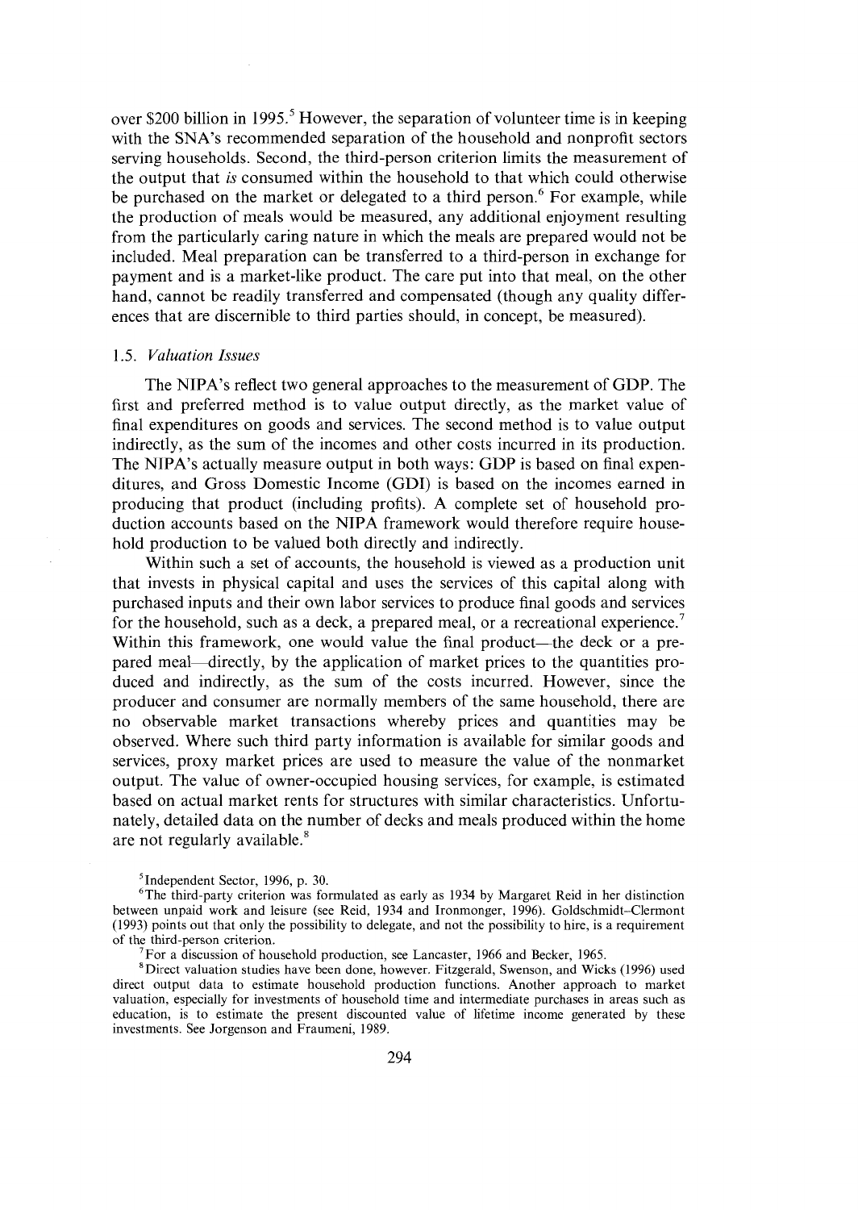over $200 billion in 1995.[5] However, the separation of volunteer time is in keeping with the SNA's recommended separation of the household and nonprofit sectors serving households. Second, the third-person criterion limits the measurement of the output that *is* consumed within the household to that which could otherwise be purchased on the market or delegated to a third person.[6] For example, while the production of meals would be measured, any additional enjoyment resulting from the particularly caring nature in which the meals are prepared would not be included. Meal preparation can be transferred to a third-person in exchange for payment and is a market-like product. The care put into that meal, on the other hand, cannot be readily transferred and compensated (though any quality differences that are discernible to third parties should, in concept, be measured).

### 1.5. *Valuation Issues*

The NIPA's reflect two general approaches to the measurement of GDP. The first and preferred method is to value output directly, as the market value of final expenditures on goods and services. The second method is to value output indirectly, as the sum of the incomes and other costs incurred in its production. The NIPA's actually measure output in both ways: GDP is based on final expenditures, and Gross Domestic Income (GDI) is based on the incomes earned in producing that product (including profits). A complete set of household production accounts based on the NIPA framework would therefore require household production to be valued both directly and indirectly.

Within such a set of accounts, the household is viewed as a production unit that invests in physical capital and uses the services of this capital along with purchased inputs and their own labor services to produce final goods and services for the household, such as a deck, a prepared meal, or a recreational experience.[7] Within this framework, one would value the final product—the deck or a prepared meal—directly, by the application of market prices to the quantities produced and indirectly, as the sum of the costs incurred. However, since the producer and consumer are normally members of the same household, there are no observable market transactions whereby prices and quantities may be observed. Where such third party information is available for similar goods and services, proxy market prices are used to measure the value of the nonmarket output. The value of owner-occupied housing services, for example, is estimated based on actual market rents for structures with similar characteristics. Unfortunately, detailed data on the number of decks and meals produced within the home are not regularly available.[8]

[5] Independent Sector, 1996, p. 30.

[6] The third-party criterion was formulated as early as 1934 by Margaret Reid in her distinction between unpaid work and leisure (see Reid, 1934 and Ironmonger, 1996). Goldschmidt–Clermont (1993) points out that only the possibility to delegate, and not the possibility to hire, is a requirement of the third-person criterion.

[7] For a discussion of household production, see Lancaster, 1966 and Becker, 1965.

[8] Direct valuation studies have been done, however. Fitzgerald, Swenson, and Wicks (1996) used direct output data to estimate household production functions. Another approach to market valuation, especially for investments of household time and intermediate purchases in areas such as education, is to estimate the present discounted value of lifetime income generated by these investments. See Jorgenson and Fraumeni, 1989.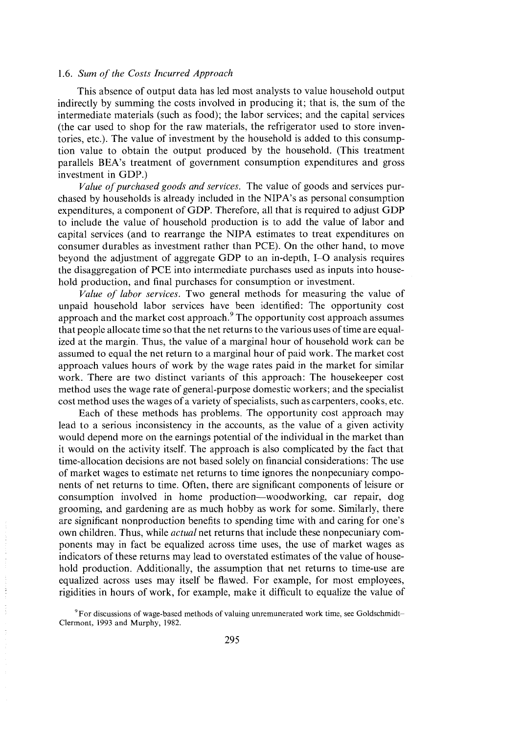### 1.6. *Sum of the Costs Incurred Approach*

This absence of output data has led most analysts to value household output indirectly by summing the costs involved in producing it; that is, the sum of the intermediate materials (such as food); the labor services; and the capital services (the car used to shop for the raw materials, the refrigerator used to store inventories, etc.). The value of investment by the household is added to this consumption value to obtain the output produced by the household. (This treatment parallels BEA's treatment of government consumption expenditures and gross investment in GDP.)

*Value of purchased goods and services.* The value of goods and services purchased by households is already included in the NIPA's as personal consumption expenditures, a component of GDP. Therefore, all that is required to adjust GDP to include the value of household production is to add the value of labor and capital services (and to rearrange the NIPA estimates to treat expenditures on consumer durables as investment rather than PCE). On the other hand, to move beyond the adjustment of aggregate GDP to an in-depth, I–O analysis requires the disaggregation of PCE into intermediate purchases used as inputs into household production, and final purchases for consumption or investment.

*Value of labor services.* Two general methods for measuring the value of unpaid household labor services have been identified: The opportunity cost approach and the market cost approach.[9] The opportunity cost approach assumes that people allocate time so that the net returns to the various uses of time are equalized at the margin. Thus, the value of a marginal hour of household work can be assumed to equal the net return to a marginal hour of paid work. The market cost approach values hours of work by the wage rates paid in the market for similar work. There are two distinct variants of this approach: The housekeeper cost method uses the wage rate of general-purpose domestic workers; and the specialist cost method uses the wages of a variety of specialists, such as carpenters, cooks, etc.

Each of these methods has problems. The opportunity cost approach may lead to a serious inconsistency in the accounts, as the value of a given activity would depend more on the earnings potential of the individual in the market than it would on the activity itself. The approach is also complicated by the fact that time-allocation decisions are not based solely on financial considerations: The use of market wages to estimate net returns to time ignores the nonpecuniary components of net returns to time. Often, there are significant components of leisure or consumption involved in home production—woodworking, car repair, dog grooming, and gardening are as much hobby as work for some. Similarly, there are significant nonproduction benefits to spending time with and caring for one's own children. Thus, while *actual* net returns that include these nonpecuniary components may in fact be equalized across time uses, the use of market wages as indicators of these returns may lead to overstated estimates of the value of household production. Additionally, the assumption that net returns to time-use are equalized across uses may itself be flawed. For example, for most employees, rigidities in hours of work, for example, make it difficult to equalize the value of

[9] For discussions of wage-based methods of valuing unremunerated work time, see Goldschmidt–Clermont, 1993 and Murphy, 1982.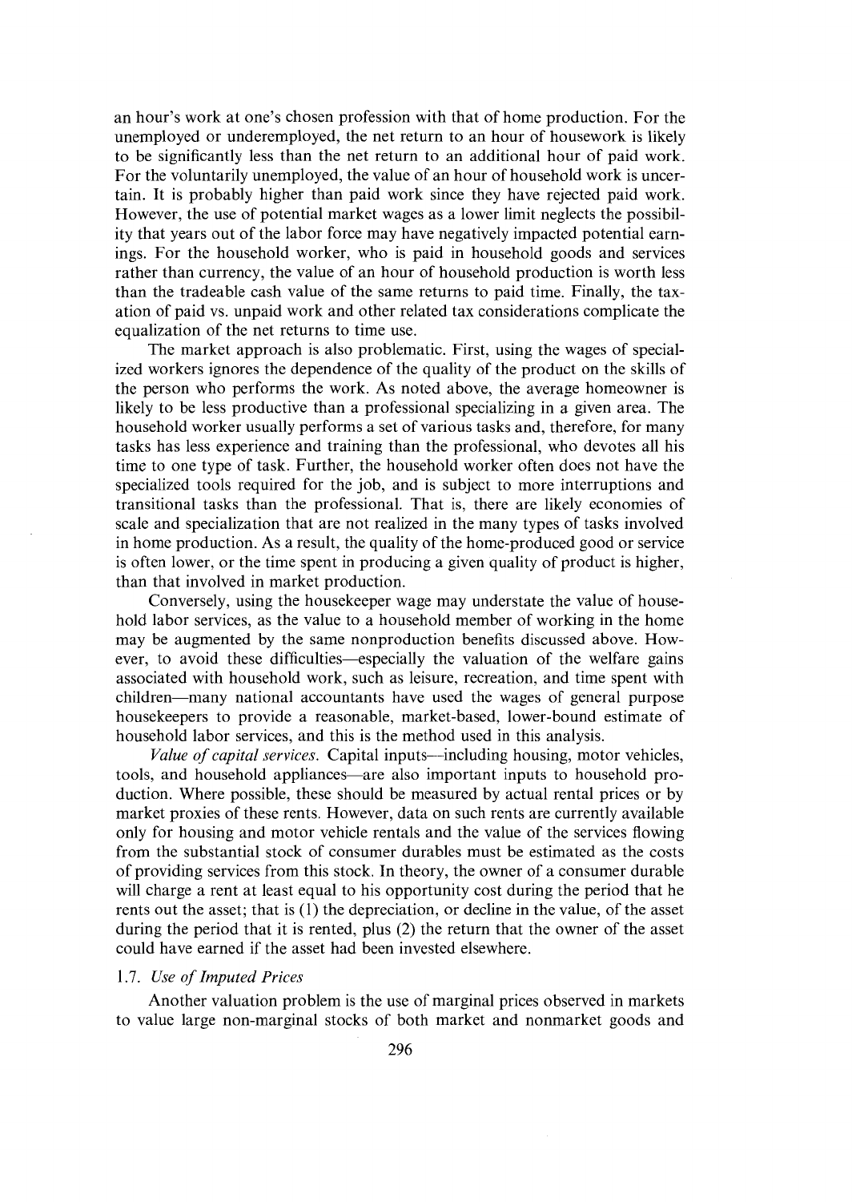an hour's work at one's chosen profession with that of home production. For the unemployed or underemployed, the net return to an hour of housework is likely to be significantly less than the net return to an additional hour of paid work. For the voluntarily unemployed, the value of an hour of household work is uncertain. It is probably higher than paid work since they have rejected paid work. However, the use of potential market wages as a lower limit neglects the possibility that years out of the labor force may have negatively impacted potential earnings. For the household worker, who is paid in household goods and services rather than currency, the value of an hour of household production is worth less than the tradeable cash value of the same returns to paid time. Finally, the taxation of paid vs. unpaid work and other related tax considerations complicate the equalization of the net returns to time use.

The market approach is also problematic. First, using the wages of specialized workers ignores the dependence of the quality of the product on the skills of the person who performs the work. As noted above, the average homeowner is likely to be less productive than a professional specializing in a given area. The household worker usually performs a set of various tasks and, therefore, for many tasks has less experience and training than the professional, who devotes all his time to one type of task. Further, the household worker often does not have the specialized tools required for the job, and is subject to more interruptions and transitional tasks than the professional. That is, there are likely economies of scale and specialization that are not realized in the many types of tasks involved in home production. As a result, the quality of the home-produced good or service is often lower, or the time spent in producing a given quality of product is higher, than that involved in market production.

Conversely, using the housekeeper wage may understate the value of household labor services, as the value to a household member of working in the home may be augmented by the same nonproduction benefits discussed above. However, to avoid these difficulties—especially the valuation of the welfare gains associated with household work, such as leisure, recreation, and time spent with children—many national accountants have used the wages of general purpose housekeepers to provide a reasonable, market-based, lower-bound estimate of household labor services, and this is the method used in this analysis.

*Value of capital services.* Capital inputs—including housing, motor vehicles, tools, and household appliances—are also important inputs to household production. Where possible, these should be measured by actual rental prices or by market proxies of these rents. However, data on such rents are currently available only for housing and motor vehicle rentals and the value of the services flowing from the substantial stock of consumer durables must be estimated as the costs of providing services from this stock. In theory, the owner of a consumer durable will charge a rent at least equal to his opportunity cost during the period that he rents out the asset; that is (1) the depreciation, or decline in the value, of the asset during the period that it is rented, plus (2) the return that the owner of the asset could have earned if the asset had been invested elsewhere.

### 1.7. *Use of Imputed Prices*

Another valuation problem is the use of marginal prices observed in markets to value large non-marginal stocks of both market and nonmarket goods and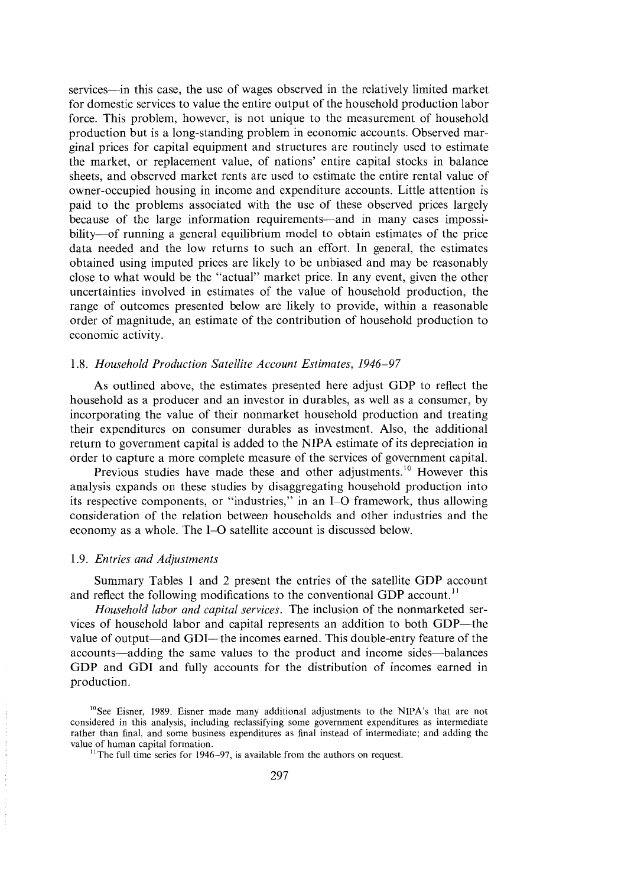services—in this case, the use of wages observed in the relatively limited market for domestic services to value the entire output of the household production labor force. This problem, however, is not unique to the measurement of household production but is a long-standing problem in economic accounts. Observed marginal prices for capital equipment and structures are routinely used to estimate the market, or replacement value, of nations' entire capital stocks in balance sheets, and observed market rents are used to estimate the entire rental value of owner-occupied housing in income and expenditure accounts. Little attention is paid to the problems associated with the use of these observed prices largely because of the large information requirements—and in many cases impossibility—of running a general equilibrium model to obtain estimates of the price data needed and the low returns to such an effort. In general, the estimates obtained using imputed prices are likely to be unbiased and may be reasonably close to what would be the "actual" market price. In any event, given the other uncertainties involved in estimates of the value of household production, the range of outcomes presented below are likely to provide, within a reasonable order of magnitude, an estimate of the contribution of household production to economic activity.

### 1.8. *Household Production Satellite Account Estimates, 1946–97*

As outlined above, the estimates presented here adjust GDP to reflect the household as a producer and an investor in durables, as well as a consumer, by incorporating the value of their nonmarket household production and treating their expenditures on consumer durables as investment. Also, the additional return to government capital is added to the NIPA estimate of its depreciation in order to capture a more complete measure of the services of government capital.

Previous studies have made these and other adjustments.[10] However this analysis expands on these studies by disaggregating household production into its respective components, or "industries," in an I–O framework, thus allowing consideration of the relation between households and other industries and the economy as a whole. The I–O satellite account is discussed below.

### 1.9. *Entries and Adjustments*

Summary Tables 1 and 2 present the entries of the satellite GDP account and reflect the following modifications to the conventional GDP account.[11]

*Household labor and capital services.* The inclusion of the nonmarketed services of household labor and capital represents an addition to both GDP—the value of output—and GDI—the incomes earned. This double-entry feature of the accounts—adding the same values to the product and income sides—balances GDP and GDI and fully accounts for the distribution of incomes earned in production.

[10] See Eisner, 1989. Eisner made many additional adjustments to the NIPA's that are not considered in this analysis, including reclassifying some government expenditures as intermediate rather than final, and some business expenditures as final instead of intermediate; and adding the value of human capital formation.

[11] The full time series for 1946–97, is available from the authors on request.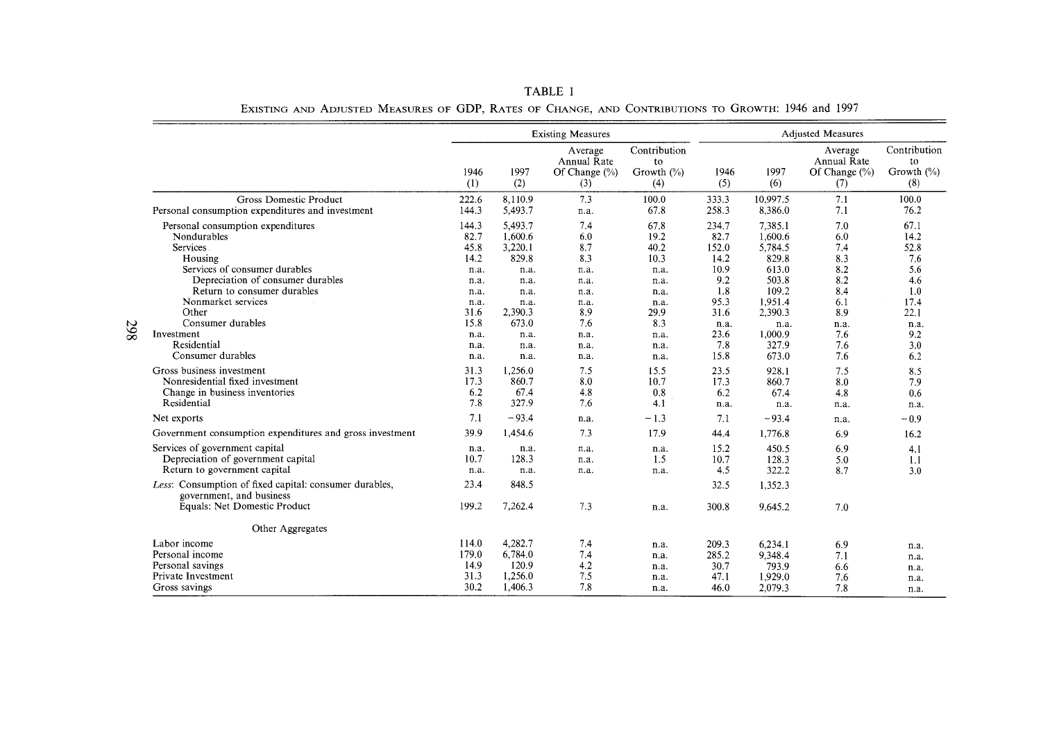TABLE 1

EXISTING AND ADJUSTED MEASURES OF GDP, RATES OF CHANGE, AND CONTRIBUTIONS TO GROWTH: 1946 and 1997

| | Existing Measures | | | | Adjusted Measures | | | |
|---|---|---|---|---|---|---|---|---|
| | 1946 (1) | 1997 (2) | Average Annual Rate Of Change (%) (3) | Contribution to Growth (%) (4) | 1946 (5) | 1997 (6) | Average Annual Rate Of Change (%) (7) | Contribution to Growth (%) (8) |
| Gross Domestic Product | 222.6 | 8,110.9 | 7.3 | 100.0 | 333.3 | 10,997.5 | 7.1 | 100.0 |
| Personal consumption expenditures and investment | 144.3 | 5,493.7 | n.a. | 67.8 | 258.3 | 8,386.0 | 7.1 | 76.2 |
| Personal consumption expenditures | 144.3 | 5,493.7 | 7.4 | 67.8 | 234.7 | 7,385.1 | 7.0 | 67.1 |
| Nondurables | 82.7 | 1,600.6 | 6.0 | 19.2 | 82.7 | 1,600.6 | 6.0 | 14.2 |
| Services | 45.8 | 3,220.1 | 8.7 | 40.2 | 152.0 | 5,784.5 | 7.4 | 52.8 |
| Housing | 14.2 | 829.8 | 8.3 | 10.3 | 14.2 | 829.8 | 8.3 | 7.6 |
| Services of consumer durables | n.a. | n.a. | n.a. | n.a. | 10.9 | 613.0 | 8.2 | 5.6 |
| Depreciation of consumer durables | n.a. | n.a. | n.a. | n.a. | 9.2 | 503.8 | 8.2 | 4.6 |
| Return to consumer durables | n.a. | n.a. | n.a. | n.a. | 1.8 | 109.2 | 8.4 | 1.0 |
| Nonmarket services | n.a. | n.a. | n.a. | n.a. | 95.3 | 1,951.4 | 6.1 | 17.4 |
| Other | 31.6 | 2,390.3 | 8.9 | 29.9 | 31.6 | 2,390.3 | 8.9 | 22.1 |
| Consumer durables | 15.8 | 673.0 | 7.6 | 8.3 | n.a. | n.a. | n.a. | n.a. |
| Investment | n.a. | n.a. | n.a. | n.a. | 23.6 | 1,000.9 | 7.6 | 9.2 |
| Residential | n.a. | n.a. | n.a. | n.a. | 7.8 | 327.9 | 7.6 | 3.0 |
| Consumer durables | n.a. | n.a. | n.a. | n.a. | 15.8 | 673.0 | 7.6 | 6.2 |
| Gross business investment | 31.3 | 1,256.0 | 7.5 | 15.5 | 23.5 | 928.1 | 7.5 | 8.5 |
| Nonresidential fixed investment | 17.3 | 860.7 | 8.0 | 10.7 | 17.3 | 860.7 | 8.0 | 7.9 |
| Change in business inventories | 6.2 | 67.4 | 4.8 | 0.8 | 6.2 | 67.4 | 4.8 | 0.6 |
| Residential | 7.8 | 327.9 | 7.6 | 4.1 | n.a. | n.a. | n.a. | n.a. |
| Net exports | 7.1 | −93.4 | n.a. | −1.3 | 7.1 | −93.4 | n.a. | −0.9 |
| Government consumption expenditures and gross investment | 39.9 | 1,454.6 | 7.3 | 17.9 | 44.4 | 1,776.8 | 6.9 | 16.2 |
| Services of government capital | n.a. | n.a. | n.a. | n.a. | 15.2 | 450.5 | 6.9 | 4.1 |
| Depreciation of government capital | 10.7 | 128.3 | n.a. | 1.5 | 10.7 | 128.3 | 5.0 | 1.1 |
| Return to government capital | n.a. | n.a. | n.a. | n.a. | 4.5 | 322.2 | 8.7 | 3.0 |
| *Less*: Consumption of fixed capital: consumer durables, government, and business | 23.4 | 848.5 | | | 32.5 | 1,352.3 | | |
| Equals: Net Domestic Product | 199.2 | 7,262.4 | 7.3 | n.a. | 300.8 | 9,645.2 | 7.0 | |
| Other Aggregates | | | | | | | | |
| Labor income | 114.0 | 4,282.7 | 7.4 | n.a. | 209.3 | 6,234.1 | 6.9 | n.a. |
| Personal income | 179.0 | 6,784.0 | 7.4 | n.a. | 285.2 | 9,348.4 | 7.1 | n.a. |
| Personal savings | 14.9 | 120.9 | 4.2 | n.a. | 30.7 | 793.9 | 6.6 | n.a. |
| Private Investment | 31.3 | 1,256.0 | 7.5 | n.a. | 47.1 | 1,929.0 | 7.6 | n.a. |
| Gross savings | 30.2 | 1,406.3 | 7.8 | n.a. | 46.0 | 2,079.3 | 7.8 | n.a. |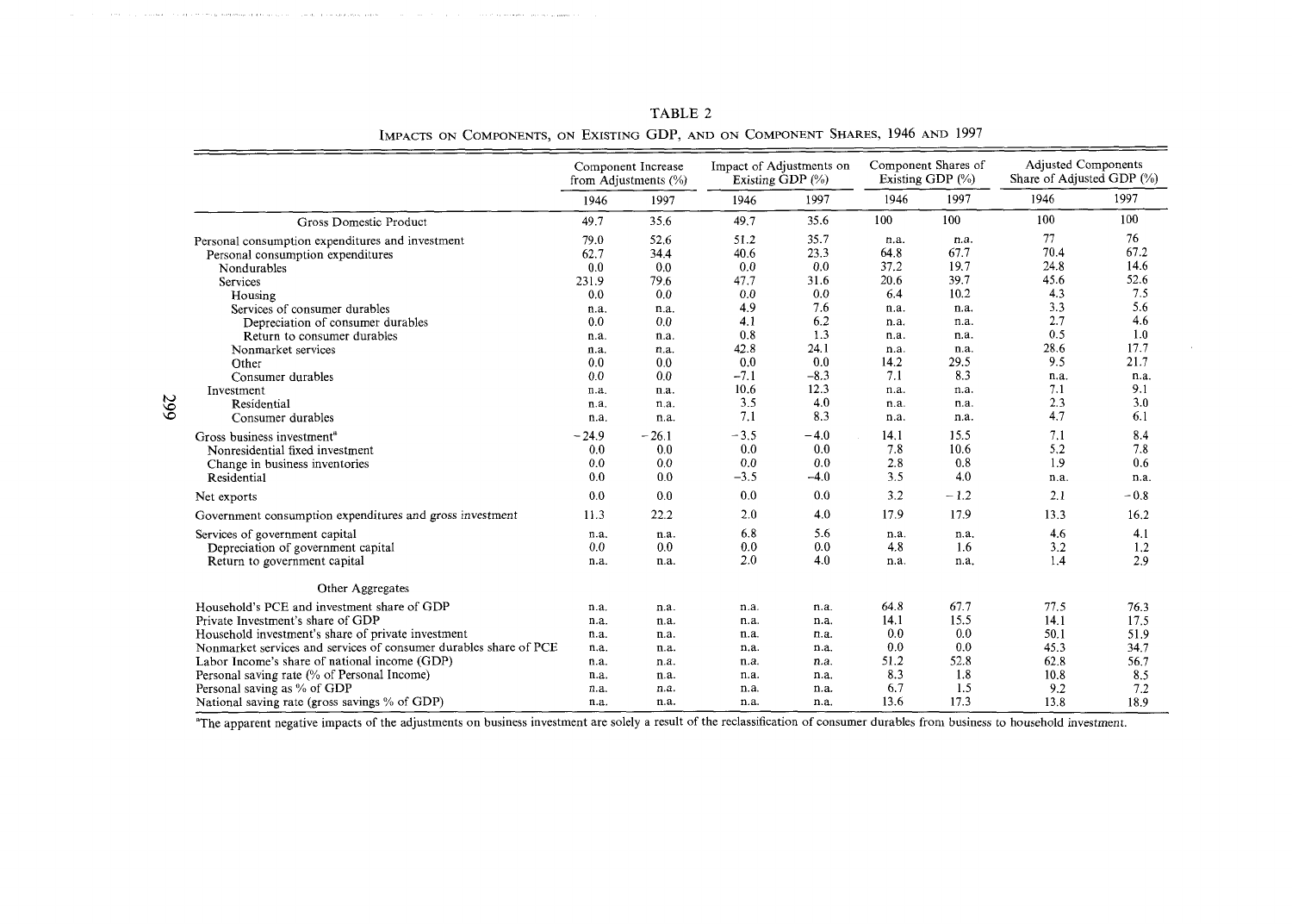TABLE 2

IMPACTS ON COMPONENTS, ON EXISTING GDP, AND ON COMPONENT SHARES, 1946 AND 1997

| | Component Increase from Adjustments (%) | | Impact of Adjustments on Existing GDP (%) | | Component Shares of Existing GDP (%) | | Adjusted Components Share of Adjusted GDP (%) | |
|---|---|---|---|---|---|---|---|---|
| | 1946 | 1997 | 1946 | 1997 | 1946 | 1997 | 1946 | 1997 |
| Gross Domestic Product | 49.7 | 35.6 | 49.7 | 35.6 | 100 | 100 | 100 | 100 |
| Personal consumption expenditures and investment | 79.0 | 52.6 | 51.2 | 35.7 | n.a. | n.a. | 77 | 76 |
| Personal consumption expenditures | 62.7 | 34.4 | 40.6 | 23.3 | 64.8 | 67.7 | 70.4 | 67.2 |
| Nondurables | 0.0 | 0.0 | 0.0 | 0.0 | 37.2 | 19.7 | 24.8 | 14.6 |
| Services | 231.9 | 79.6 | 47.7 | 31.6 | 20.6 | 39.7 | 45.6 | 52.6 |
| Housing | 0.0 | 0.0 | 0.0 | 0.0 | 6.4 | 10.2 | 4.3 | 7.5 |
| Services of consumer durables | n.a. | n.a. | 4.9 | 7.6 | n.a. | n.a. | 3.3 | 5.6 |
| Depreciation of consumer durables | 0.0 | 0.0 | 4.1 | 6.2 | n.a. | n.a. | 2.7 | 4.6 |
| Return to consumer durables | n.a. | n.a. | 0.8 | 1.3 | n.a. | n.a. | 0.5 | 1.0 |
| Nonmarket services | n.a. | n.a. | 42.8 | 24.1 | n.a. | n.a. | 28.6 | 17.7 |
| Other | 0.0 | 0.0 | 0.0 | 0.0 | 14.2 | 29.5 | 9.5 | 21.7 |
| Consumer durables | 0.0 | 0.0 | −7.1 | −8.3 | 7.1 | 8.3 | n.a. | n.a. |
| Investment | n.a. | n.a. | 10.6 | 12.3 | n.a. | n.a. | 7.1 | 9.1 |
| Residential | n.a. | n.a. | 3.5 | 4.0 | n.a. | n.a. | 2.3 | 3.0 |
| Consumer durables | n.a. | n.a. | 7.1 | 8.3 | n.a. | n.a. | 4.7 | 6.1 |
| Gross business investment[a] | −24.9 | −26.1 | −3.5 | −4.0 | 14.1 | 15.5 | 7.1 | 8.4 |
| Nonresidential fixed investment | 0.0 | 0.0 | 0.0 | 0.0 | 7.8 | 10.6 | 5.2 | 7.8 |
| Change in business inventories | 0.0 | 0.0 | 0.0 | 0.0 | 2.8 | 0.8 | 1.9 | 0.6 |
| Residential | 0.0 | 0.0 | −3.5 | −4.0 | 3.5 | 4.0 | n.a. | n.a. |
| Net exports | 0.0 | 0.0 | 0.0 | 0.0 | 3.2 | −1.2 | 2.1 | −0.8 |
| Government consumption expenditures and gross investment | 11.3 | 22.2 | 2.0 | 4.0 | 17.9 | 17.9 | 13.3 | 16.2 |
| Services of government capital | n.a. | n.a. | 6.8 | 5.6 | n.a. | n.a. | 4.6 | 4.1 |
| Depreciation of government capital | 0.0 | 0.0 | 0.0 | 0.0 | 4.8 | 1.6 | 3.2 | 1.2 |
| Return to government capital | n.a. | n.a. | 2.0 | 4.0 | n.a. | n.a. | 1.4 | 2.9 |
| Other Aggregates | | | | | | | | |
| Household's PCE and investment share of GDP | n.a. | n.a. | n.a. | n.a. | 64.8 | 67.7 | 77.5 | 76.3 |
| Private Investment's share of GDP | n.a. | n.a. | n.a. | n.a. | 14.1 | 15.5 | 14.1 | 17.5 |
| Household investment's share of private investment | n.a. | n.a. | n.a. | n.a. | 0.0 | 0.0 | 50.1 | 51.9 |
| Nonmarket services and services of consumer durables share of PCE | n.a. | n.a. | n.a. | n.a. | 0.0 | 0.0 | 45.3 | 34.7 |
| Labor Income's share of national income (GDP) | n.a. | n.a. | n.a. | n.a. | 51.2 | 52.8 | 62.8 | 56.7 |
| Personal saving rate (% of Personal Income) | n.a. | n.a. | n.a. | n.a. | 8.3 | 1.8 | 10.8 | 8.5 |
| Personal saving as % of GDP | n.a. | n.a. | n.a. | n.a. | 6.7 | 1.5 | 9.2 | 7.2 |
| National saving rate (gross savings % of GDP) | n.a. | n.a. | n.a. | n.a. | 13.6 | 17.3 | 13.8 | 18.9 |

[a]The apparent negative impacts of the adjustments on business investment are solely a result of the reclassification of consumer durables from business to household investment.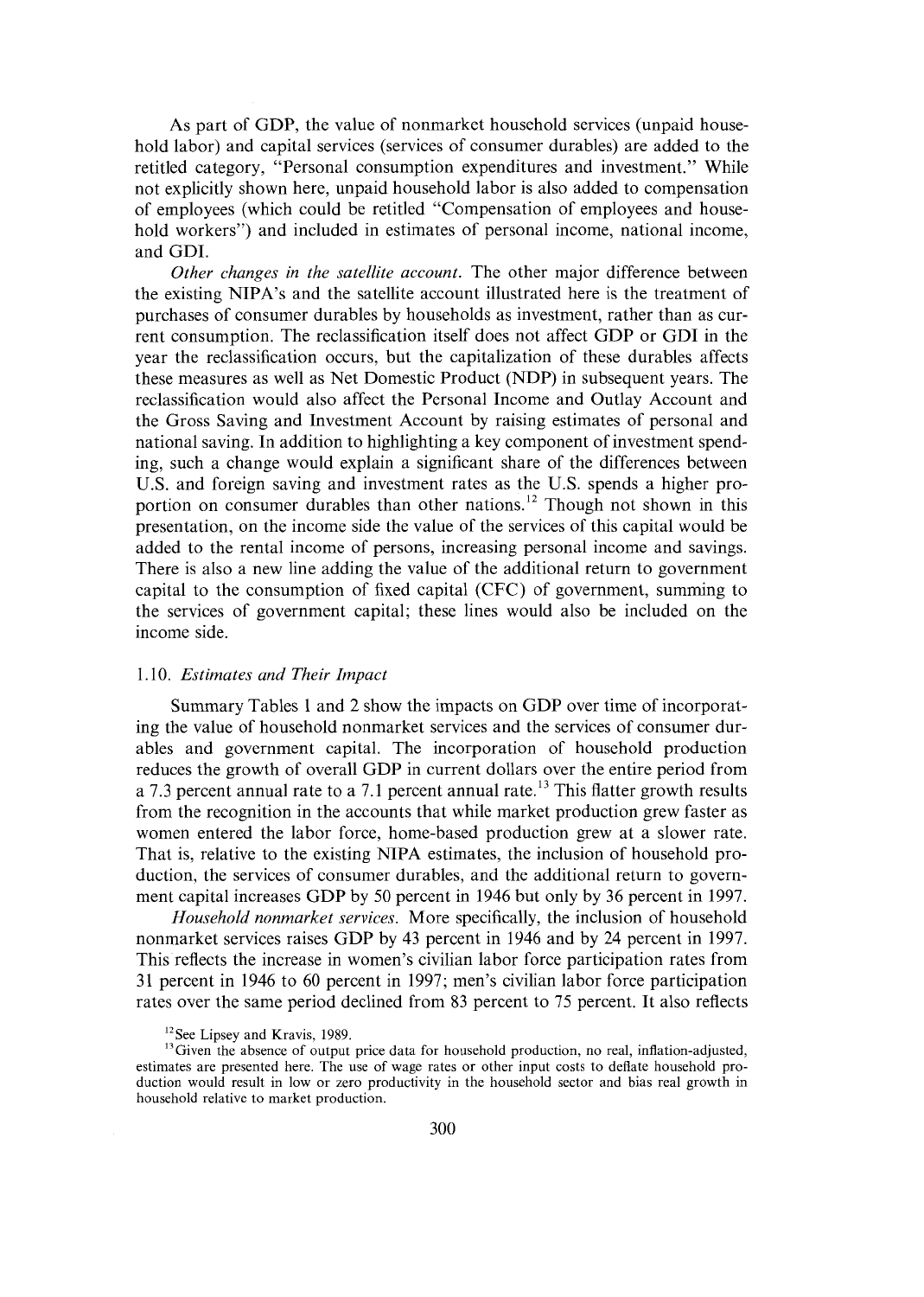As part of GDP, the value of nonmarket household services (unpaid household labor) and capital services (services of consumer durables) are added to the retitled category, "Personal consumption expenditures and investment." While not explicitly shown here, unpaid household labor is also added to compensation of employees (which could be retitled "Compensation of employees and household workers") and included in estimates of personal income, national income, and GDI.

*Other changes in the satellite account.* The other major difference between the existing NIPA's and the satellite account illustrated here is the treatment of purchases of consumer durables by households as investment, rather than as current consumption. The reclassification itself does not affect GDP or GDI in the year the reclassification occurs, but the capitalization of these durables affects these measures as well as Net Domestic Product (NDP) in subsequent years. The reclassification would also affect the Personal Income and Outlay Account and the Gross Saving and Investment Account by raising estimates of personal and national saving. In addition to highlighting a key component of investment spending, such a change would explain a significant share of the differences between U.S. and foreign saving and investment rates as the U.S. spends a higher proportion on consumer durables than other nations.[12] Though not shown in this presentation, on the income side the value of the services of this capital would be added to the rental income of persons, increasing personal income and savings. There is also a new line adding the value of the additional return to government capital to the consumption of fixed capital (CFC) of government, summing to the services of government capital; these lines would also be included on the income side.

### 1.10. *Estimates and Their Impact*

Summary Tables 1 and 2 show the impacts on GDP over time of incorporating the value of household nonmarket services and the services of consumer durables and government capital. The incorporation of household production reduces the growth of overall GDP in current dollars over the entire period from a 7.3 percent annual rate to a 7.1 percent annual rate.[13] This flatter growth results from the recognition in the accounts that while market production grew faster as women entered the labor force, home-based production grew at a slower rate. That is, relative to the existing NIPA estimates, the inclusion of household production, the services of consumer durables, and the additional return to government capital increases GDP by 50 percent in 1946 but only by 36 percent in 1997.

*Household nonmarket services.* More specifically, the inclusion of household nonmarket services raises GDP by 43 percent in 1946 and by 24 percent in 1997. This reflects the increase in women's civilian labor force participation rates from 31 percent in 1946 to 60 percent in 1997; men's civilian labor force participation rates over the same period declined from 83 percent to 75 percent. It also reflects

[12] See Lipsey and Kravis, 1989.

[13] Given the absence of output price data for household production, no real, inflation-adjusted, estimates are presented here. The use of wage rates or other input costs to deflate household production would result in low or zero productivity in the household sector and bias real growth in household relative to market production.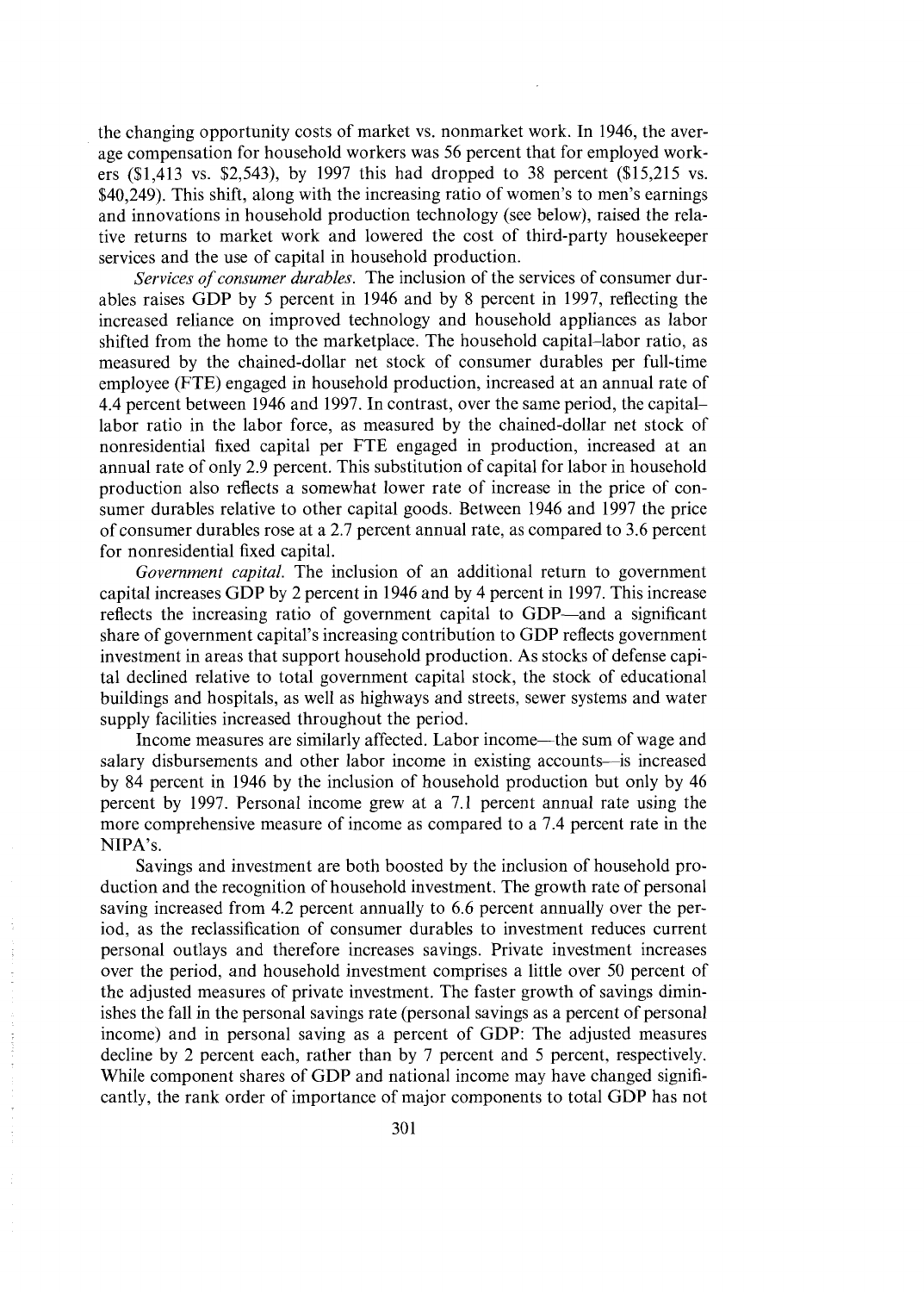the changing opportunity costs of market vs. nonmarket work. In 1946, the average compensation for household workers was 56 percent that for employed workers ($1,413 vs. $2,543), by 1997 this had dropped to 38 percent ($15,215 vs. $40,249). This shift, along with the increasing ratio of women's to men's earnings and innovations in household production technology (see below), raised the relative returns to market work and lowered the cost of third-party housekeeper services and the use of capital in household production.

*Services of consumer durables.* The inclusion of the services of consumer durables raises GDP by 5 percent in 1946 and by 8 percent in 1997, reflecting the increased reliance on improved technology and household appliances as labor shifted from the home to the marketplace. The household capital–labor ratio, as measured by the chained-dollar net stock of consumer durables per full-time employee (FTE) engaged in household production, increased at an annual rate of 4.4 percent between 1946 and 1997. In contrast, over the same period, the capital–labor ratio in the labor force, as measured by the chained-dollar net stock of nonresidential fixed capital per FTE engaged in production, increased at an annual rate of only 2.9 percent. This substitution of capital for labor in household production also reflects a somewhat lower rate of increase in the price of consumer durables relative to other capital goods. Between 1946 and 1997 the price of consumer durables rose at a 2.7 percent annual rate, as compared to 3.6 percent for nonresidential fixed capital.

*Government capital.* The inclusion of an additional return to government capital increases GDP by 2 percent in 1946 and by 4 percent in 1997. This increase reflects the increasing ratio of government capital to GDP—and a significant share of government capital's increasing contribution to GDP reflects government investment in areas that support household production. As stocks of defense capital declined relative to total government capital stock, the stock of educational buildings and hospitals, as well as highways and streets, sewer systems and water supply facilities increased throughout the period.

Income measures are similarly affected. Labor income—the sum of wage and salary disbursements and other labor income in existing accounts—is increased by 84 percent in 1946 by the inclusion of household production but only by 46 percent by 1997. Personal income grew at a 7.1 percent annual rate using the more comprehensive measure of income as compared to a 7.4 percent rate in the NIPA's.

Savings and investment are both boosted by the inclusion of household production and the recognition of household investment. The growth rate of personal saving increased from 4.2 percent annually to 6.6 percent annually over the period, as the reclassification of consumer durables to investment reduces current personal outlays and therefore increases savings. Private investment increases over the period, and household investment comprises a little over 50 percent of the adjusted measures of private investment. The faster growth of savings diminishes the fall in the personal savings rate (personal savings as a percent of personal income) and in personal saving as a percent of GDP: The adjusted measures decline by 2 percent each, rather than by 7 percent and 5 percent, respectively. While component shares of GDP and national income may have changed significantly, the rank order of importance of major components to total GDP has not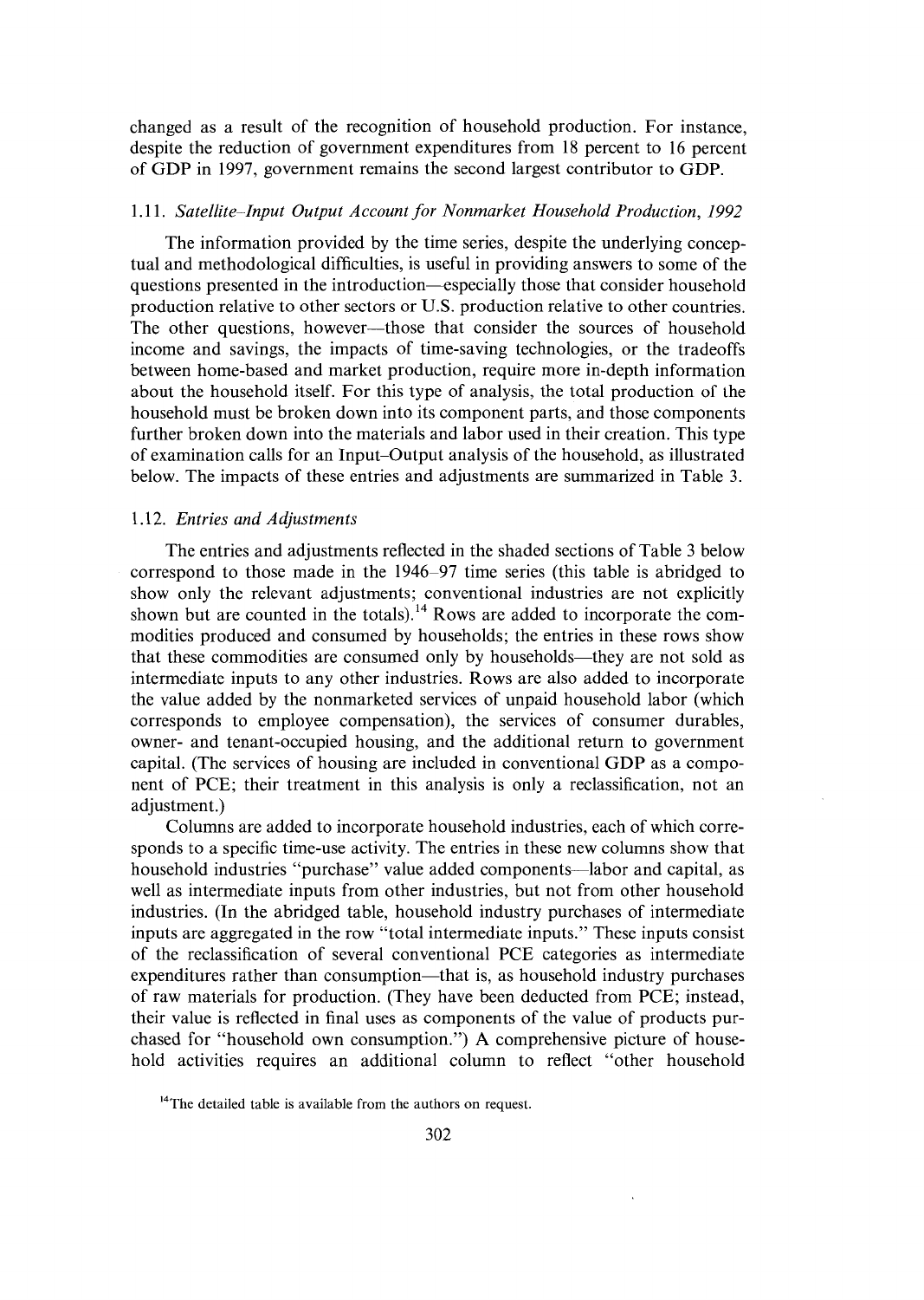changed as a result of the recognition of household production. For instance, despite the reduction of government expenditures from 18 percent to 16 percent of GDP in 1997, government remains the second largest contributor to GDP.

### 1.11. *Satellite–Input Output Account for Nonmarket Household Production, 1992*

The information provided by the time series, despite the underlying conceptual and methodological difficulties, is useful in providing answers to some of the questions presented in the introduction—especially those that consider household production relative to other sectors or U.S. production relative to other countries. The other questions, however—those that consider the sources of household income and savings, the impacts of time-saving technologies, or the tradeoffs between home-based and market production, require more in-depth information about the household itself. For this type of analysis, the total production of the household must be broken down into its component parts, and those components further broken down into the materials and labor used in their creation. This type of examination calls for an Input–Output analysis of the household, as illustrated below. The impacts of these entries and adjustments are summarized in Table 3.

### 1.12. *Entries and Adjustments*

The entries and adjustments reflected in the shaded sections of Table 3 below correspond to those made in the 1946–97 time series (this table is abridged to show only the relevant adjustments; conventional industries are not explicitly shown but are counted in the totals).[14] Rows are added to incorporate the commodities produced and consumed by households; the entries in these rows show that these commodities are consumed only by households—they are not sold as intermediate inputs to any other industries. Rows are also added to incorporate the value added by the nonmarketed services of unpaid household labor (which corresponds to employee compensation), the services of consumer durables, owner- and tenant-occupied housing, and the additional return to government capital. (The services of housing are included in conventional GDP as a component of PCE; their treatment in this analysis is only a reclassification, not an adjustment.)

Columns are added to incorporate household industries, each of which corresponds to a specific time-use activity. The entries in these new columns show that household industries "purchase" value added components—labor and capital, as well as intermediate inputs from other industries, but not from other household industries. (In the abridged table, household industry purchases of intermediate inputs are aggregated in the row "total intermediate inputs." These inputs consist of the reclassification of several conventional PCE categories as intermediate expenditures rather than consumption—that is, as household industry purchases of raw materials for production. (They have been deducted from PCE; instead, their value is reflected in final uses as components of the value of products purchased for "household own consumption.") A comprehensive picture of household activities requires an additional column to reflect "other household

[14]The detailed table is available from the authors on request.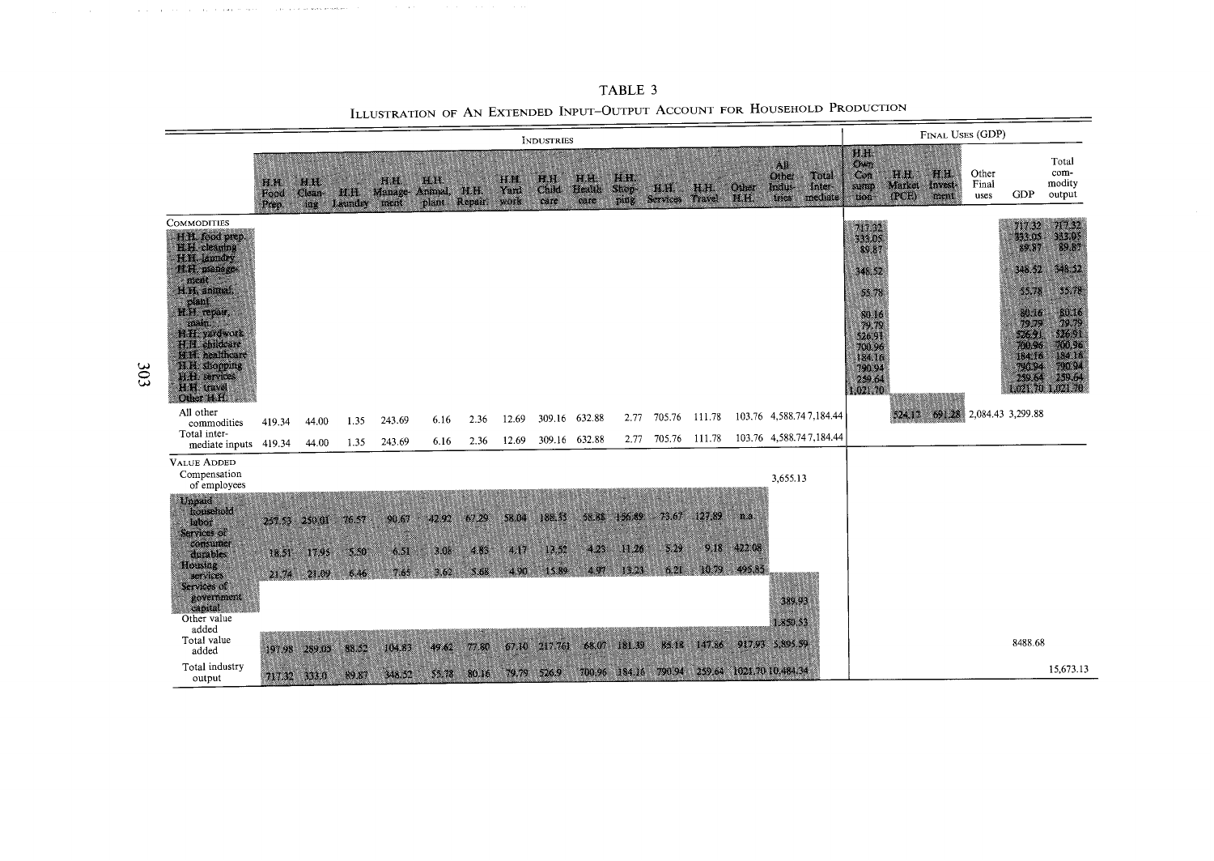## TABLE 3

## Illustration of an Extended Input–Output Account for Household Production

| | Industries | | | | | | | | | | | | | | | Final Uses (GDP) | | | | | |
|---|---|---|---|---|---|---|---|---|---|---|---|---|---|---|---|---|---|---|---|---|---|
| | H.H. Food Prep. | H.H. Cleaning | H.H. Laundry | H.H. Management | H.H. Animal, plant | H.H. Repair | H.H. Yard work | H.H. Child care | H.H. Health care | H.H. Shopping | H.H. Services | H.H. Travel | Other H.H. | All Other Industries | Total Intermediate | H.H. Own Consumption | H.H. Market (PCE) | H.H. Investment | Other Final uses | GDP | Total commodity output |
| **Commodities** | | | | | | | | | | | | | | | | | | | | | |
| H.H. food prep. | | | | | | | | | | | | | | | | 717.32 | | | | 717.32 | 717.32 |
| H.H. cleaning | | | | | | | | | | | | | | | | 333.05 | | | | 333.05 | 333.05 |
| H.H. laundry | | | | | | | | | | | | | | | | 89.87 | | | | 89.87 | 89.87 |
| H.H. management | | | | | | | | | | | | | | | | 348.52 | | | | 348.52 | 348.52 |
| H.H. animal, plant | | | | | | | | | | | | | | | | 55.78 | | | | 55.78 | 55.78 |
| H.H. repair, main. | | | | | | | | | | | | | | | | 80.16 | | | | 80.16 | 80.16 |
| H.H. yardwork | | | | | | | | | | | | | | | | 79.79 | | | | 79.79 | 79.79 |
| H.H. childcare | | | | | | | | | | | | | | | | 526.91 | | | | 526.91 | 526.91 |
| H.H. healthcare | | | | | | | | | | | | | | | | 700.96 | | | | 700.96 | 700.96 |
| H.H. shopping | | | | | | | | | | | | | | | | 184.16 | | | | 184.16 | 184.16 |
| H.H. services | | | | | | | | | | | | | | | | 790.94 | | | | 790.94 | 790.94 |
| H.H. travel | | | | | | | | | | | | | | | | 259.64 | | | | 259.64 | 259.64 |
| Other H.H. | | | | | | | | | | | | | | | | 1,021.70 | | | | 1,021.70 | 1,021.70 |
| All other commodities | 419.34 | 44.00 | 1.35 | 243.69 | 6.16 | 2.36 | 12.69 | 309.16 | 632.88 | 2.77 | 705.76 | 111.78 | 103.76 | 4,588.74 | 7,184.44 | | 524.17 | 691.28 | 2,084.43 | 3,299.88 | |
| Total intermediate inputs | 419.34 | 44.00 | 1.35 | 243.69 | 6.16 | 2.36 | 12.69 | 309.16 | 632.88 | 2.77 | 705.76 | 111.78 | 103.76 | 4,588.74 | 7,184.44 | | | | | | |
| **Value Added** | | | | | | | | | | | | | | | | | | | | | |
| Compensation of employees | | | | | | | | | | | | | | 3,655.13 | | | | | | | |
| Unpaid household labor | 257.53 | 250.01 | 76.57 | 90.67 | 42.92 | 67.29 | 58.04 | 188.55 | 58.88 | 156.89 | 73.67 | 127.89 | n.a. | | | | | | | | |
| Services of consumer durables | 18.51 | 17.95 | 5.50 | 6.51 | 3.08 | 4.83 | 4.17 | 13.52 | 4.23 | 11.26 | 5.29 | 9.18 | 422.08 | | | | | | | | |
| Housing services | 21.74 | 21.09 | 6.46 | 7.65 | 3.62 | 5.68 | 4.90 | 15.89 | 4.97 | 13.23 | 6.21 | 10.79 | 495.85 | | | | | | | | |
| Services of government capital | | | | | | | | | | | | | | 389.93 | | | | | | | |
| Other value added | | | | | | | | | | | | | | 1,850.53 | | | | | | | |
| Total value added | 297.98 | 289.05 | 88.52 | 104.83 | 49.62 | 77.80 | 67.10 | 217.76 | 68.07 | 181.39 | 85.18 | 147.86 | 917.93 | 5,895.59 | | | | | | 8488.68 | |
| Total industry output | 717.32 | 333.0 | 89.87 | 348.52 | 55.78 | 80.16 | 79.79 | 526.9 | 700.96 | 184.16 | 790.94 | 259.64 | 1021.70 | 10,484.34 | | | | | | | 15,673.13 |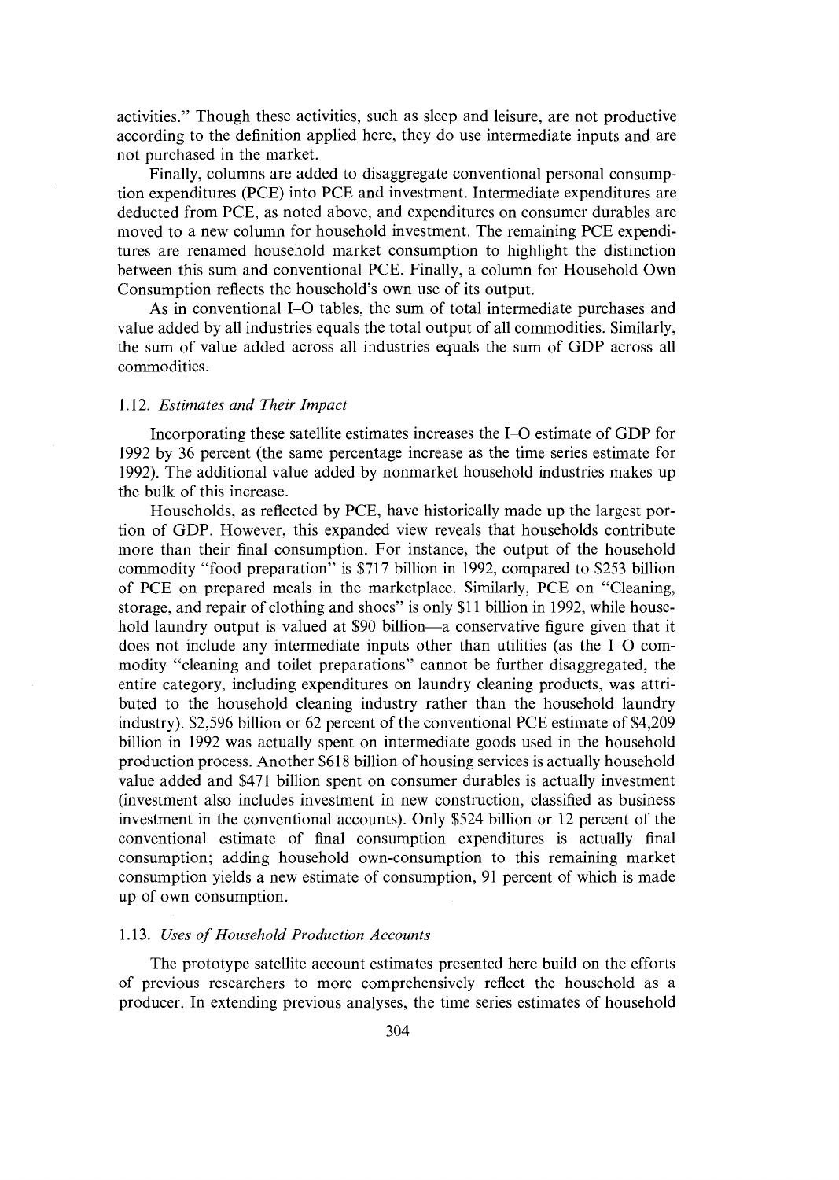activities." Though these activities, such as sleep and leisure, are not productive according to the definition applied here, they do use intermediate inputs and are not purchased in the market.

Finally, columns are added to disaggregate conventional personal consumption expenditures (PCE) into PCE and investment. Intermediate expenditures are deducted from PCE, as noted above, and expenditures on consumer durables are moved to a new column for household investment. The remaining PCE expenditures are renamed household market consumption to highlight the distinction between this sum and conventional PCE. Finally, a column for Household Own Consumption reflects the household's own use of its output.

As in conventional I–O tables, the sum of total intermediate purchases and value added by all industries equals the total output of all commodities. Similarly, the sum of value added across all industries equals the sum of GDP across all commodities.

### 1.12. *Estimates and Their Impact*

Incorporating these satellite estimates increases the I–O estimate of GDP for 1992 by 36 percent (the same percentage increase as the time series estimate for 1992). The additional value added by nonmarket household industries makes up the bulk of this increase.

Households, as reflected by PCE, have historically made up the largest portion of GDP. However, this expanded view reveals that households contribute more than their final consumption. For instance, the output of the household commodity "food preparation" is \$717 billion in 1992, compared to \$253 billion of PCE on prepared meals in the marketplace. Similarly, PCE on "Cleaning, storage, and repair of clothing and shoes" is only \$11 billion in 1992, while household laundry output is valued at \$90 billion—a conservative figure given that it does not include any intermediate inputs other than utilities (as the I–O commodity "cleaning and toilet preparations" cannot be further disaggregated, the entire category, including expenditures on laundry cleaning products, was attributed to the household cleaning industry rather than the household laundry industry). \$2,596 billion or 62 percent of the conventional PCE estimate of \$4,209 billion in 1992 was actually spent on intermediate goods used in the household production process. Another \$618 billion of housing services is actually household value added and \$471 billion spent on consumer durables is actually investment (investment also includes investment in new construction, classified as business investment in the conventional accounts). Only \$524 billion or 12 percent of the conventional estimate of final consumption expenditures is actually final consumption; adding household own-consumption to this remaining market consumption yields a new estimate of consumption, 91 percent of which is made up of own consumption.

### 1.13. *Uses of Household Production Accounts*

The prototype satellite account estimates presented here build on the efforts of previous researchers to more comprehensively reflect the household as a producer. In extending previous analyses, the time series estimates of household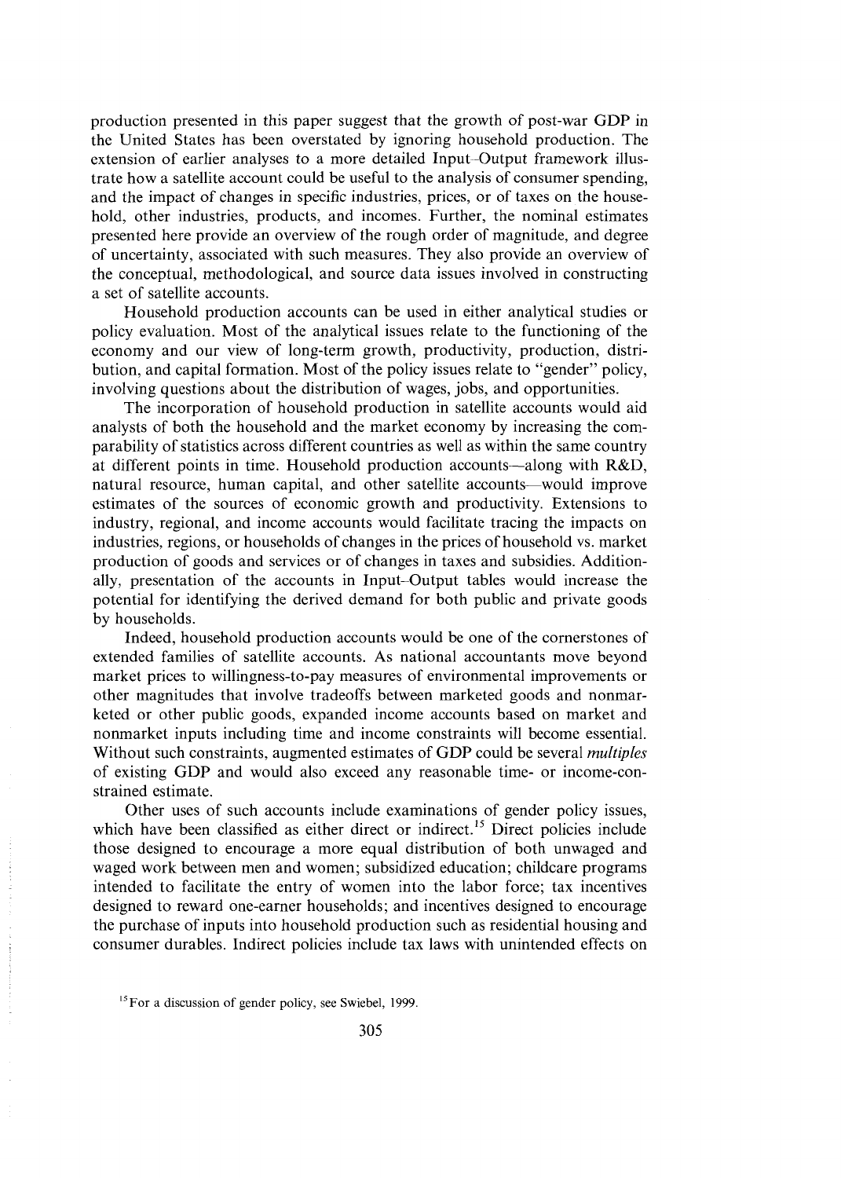production presented in this paper suggest that the growth of post-war GDP in the United States has been overstated by ignoring household production. The extension of earlier analyses to a more detailed Input–Output framework illustrate how a satellite account could be useful to the analysis of consumer spending, and the impact of changes in specific industries, prices, or of taxes on the household, other industries, products, and incomes. Further, the nominal estimates presented here provide an overview of the rough order of magnitude, and degree of uncertainty, associated with such measures. They also provide an overview of the conceptual, methodological, and source data issues involved in constructing a set of satellite accounts.

Household production accounts can be used in either analytical studies or policy evaluation. Most of the analytical issues relate to the functioning of the economy and our view of long-term growth, productivity, production, distribution, and capital formation. Most of the policy issues relate to "gender" policy, involving questions about the distribution of wages, jobs, and opportunities.

The incorporation of household production in satellite accounts would aid analysts of both the household and the market economy by increasing the comparability of statistics across different countries as well as within the same country at different points in time. Household production accounts—along with R&D, natural resource, human capital, and other satellite accounts—would improve estimates of the sources of economic growth and productivity. Extensions to industry, regional, and income accounts would facilitate tracing the impacts on industries, regions, or households of changes in the prices of household vs. market production of goods and services or of changes in taxes and subsidies. Additionally, presentation of the accounts in Input–Output tables would increase the potential for identifying the derived demand for both public and private goods by households.

Indeed, household production accounts would be one of the cornerstones of extended families of satellite accounts. As national accountants move beyond market prices to willingness-to-pay measures of environmental improvements or other magnitudes that involve tradeoffs between marketed goods and nonmarketed or other public goods, expanded income accounts based on market and nonmarket inputs including time and income constraints will become essential. Without such constraints, augmented estimates of GDP could be several *multiples* of existing GDP and would also exceed any reasonable time- or income-constrained estimate.

Other uses of such accounts include examinations of gender policy issues, which have been classified as either direct or indirect.[15] Direct policies include those designed to encourage a more equal distribution of both unwaged and waged work between men and women; subsidized education; childcare programs intended to facilitate the entry of women into the labor force; tax incentives designed to reward one-earner households; and incentives designed to encourage the purchase of inputs into household production such as residential housing and consumer durables. Indirect policies include tax laws with unintended effects on

[15] For a discussion of gender policy, see Swiebel, 1999.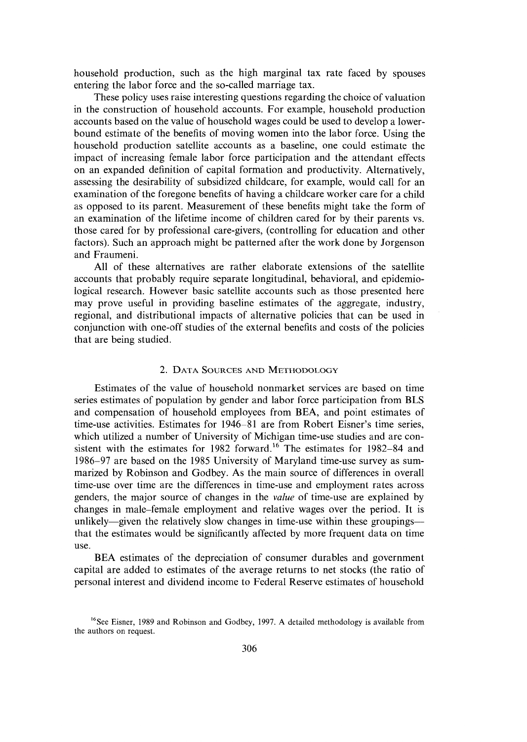household production, such as the high marginal tax rate faced by spouses entering the labor force and the so-called marriage tax.

These policy uses raise interesting questions regarding the choice of valuation in the construction of household accounts. For example, household production accounts based on the value of household wages could be used to develop a lower-bound estimate of the benefits of moving women into the labor force. Using the household production satellite accounts as a baseline, one could estimate the impact of increasing female labor force participation and the attendant effects on an expanded definition of capital formation and productivity. Alternatively, assessing the desirability of subsidized childcare, for example, would call for an examination of the foregone benefits of having a childcare worker care for a child as opposed to its parent. Measurement of these benefits might take the form of an examination of the lifetime income of children cared for by their parents vs. those cared for by professional care-givers, (controlling for education and other factors). Such an approach might be patterned after the work done by Jorgenson and Fraumeni.

All of these alternatives are rather elaborate extensions of the satellite accounts that probably require separate longitudinal, behavioral, and epidemiological research. However basic satellite accounts such as those presented here may prove useful in providing baseline estimates of the aggregate, industry, regional, and distributional impacts of alternative policies that can be used in conjunction with one-off studies of the external benefits and costs of the policies that are being studied.

## 2. Data Sources and Methodology

Estimates of the value of household nonmarket services are based on time series estimates of population by gender and labor force participation from BLS and compensation of household employees from BEA, and point estimates of time-use activities. Estimates for 1946–81 are from Robert Eisner's time series, which utilized a number of University of Michigan time-use studies and are consistent with the estimates for 1982 forward.[16] The estimates for 1982–84 and 1986–97 are based on the 1985 University of Maryland time-use survey as summarized by Robinson and Godbey. As the main source of differences in overall time-use over time are the differences in time-use and employment rates across genders, the major source of changes in the *value* of time-use are explained by changes in male–female employment and relative wages over the period. It is unlikely—given the relatively slow changes in time-use within these groupings—that the estimates would be significantly affected by more frequent data on time use.

BEA estimates of the depreciation of consumer durables and government capital are added to estimates of the average returns to net stocks (the ratio of personal interest and dividend income to Federal Reserve estimates of household

[16] See Eisner, 1989 and Robinson and Godbey, 1997. A detailed methodology is available from the authors on request.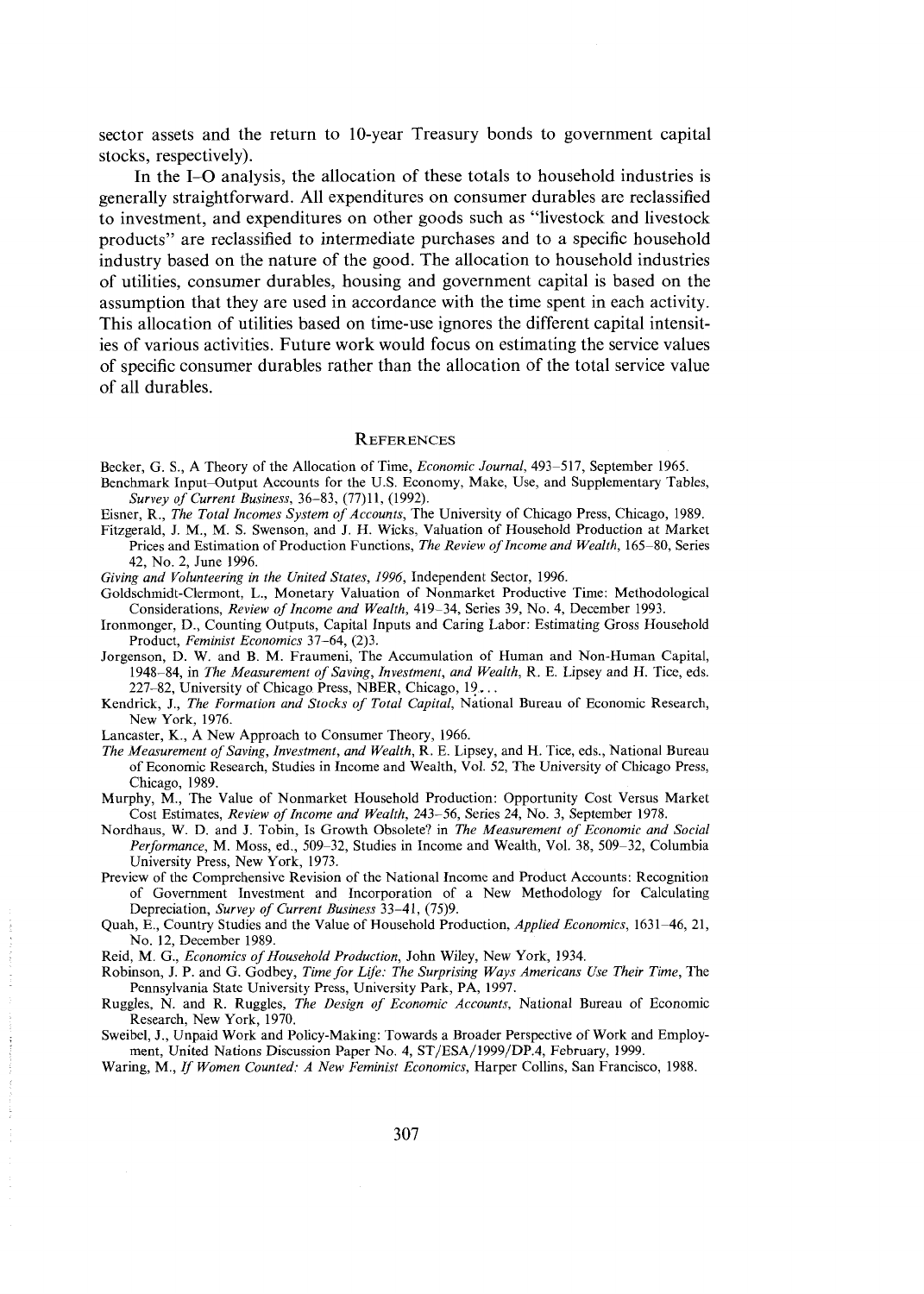sector assets and the return to 10-year Treasury bonds to government capital stocks, respectively).

In the I–O analysis, the allocation of these totals to household industries is generally straightforward. All expenditures on consumer durables are reclassified to investment, and expenditures on other goods such as "livestock and livestock products" are reclassified to intermediate purchases and to a specific household industry based on the nature of the good. The allocation to household industries of utilities, consumer durables, housing and government capital is based on the assumption that they are used in accordance with the time spent in each activity. This allocation of utilities based on time-use ignores the different capital intensities of various activities. Future work would focus on estimating the service values of specific consumer durables rather than the allocation of the total service value of all durables.

## References

Becker, G. S., A Theory of the Allocation of Time, *Economic Journal*, 493–517, September 1965.

Benchmark Input–Output Accounts for the U.S. Economy, Make, Use, and Supplementary Tables, *Survey of Current Business*, 36–83, (77)11, (1992).

Eisner, R., *The Total Incomes System of Accounts*, The University of Chicago Press, Chicago, 1989.

Fitzgerald, J. M., M. S. Swenson, and J. H. Wicks, Valuation of Household Production at Market Prices and Estimation of Production Functions, *The Review of Income and Wealth*, 165–80, Series 42, No. 2, June 1996.

*Giving and Volunteering in the United States, 1996*, Independent Sector, 1996.

Goldschmidt-Clermont, L., Monetary Valuation of Nonmarket Productive Time: Methodological Considerations, *Review of Income and Wealth*, 419–34, Series 39, No. 4, December 1993.

Ironmonger, D., Counting Outputs, Capital Inputs and Caring Labor: Estimating Gross Household Product, *Feminist Economics* 37–64, (2)3.

Jorgenson, D. W. and B. M. Fraumeni, The Accumulation of Human and Non-Human Capital, 1948–84, in *The Measurement of Saving, Investment, and Wealth*, R. E. Lipsey and H. Tice, eds. 227–82, University of Chicago Press, NBER, Chicago, 19...

Kendrick, J., *The Formation and Stocks of Total Capital*, National Bureau of Economic Research, New York, 1976.

Lancaster, K., A New Approach to Consumer Theory, 1966.

*The Measurement of Saving, Investment, and Wealth*, R. E. Lipsey, and H. Tice, eds., National Bureau of Economic Research, Studies in Income and Wealth, Vol. 52, The University of Chicago Press, Chicago, 1989.

Murphy, M., The Value of Nonmarket Household Production: Opportunity Cost Versus Market Cost Estimates, *Review of Income and Wealth*, 243–56, Series 24, No. 3, September 1978.

Nordhaus, W. D. and J. Tobin, Is Growth Obsolete? in *The Measurement of Economic and Social Performance*, M. Moss, ed., 509–32, Studies in Income and Wealth, Vol. 38, 509–32, Columbia University Press, New York, 1973.

Preview of the Comprehensive Revision of the National Income and Product Accounts: Recognition of Government Investment and Incorporation of a New Methodology for Calculating Depreciation, *Survey of Current Business* 33–41, (75)9.

Quah, E., Country Studies and the Value of Household Production, *Applied Economics*, 1631–46, 21, No. 12, December 1989.

Reid, M. G., *Economics of Household Production*, John Wiley, New York, 1934.

Robinson, J. P. and G. Godbey, *Time for Life: The Surprising Ways Americans Use Their Time*, The Pennsylvania State University Press, University Park, PA, 1997.

Ruggles, N. and R. Ruggles, *The Design of Economic Accounts*, National Bureau of Economic Research, New York, 1970.

Sweibel, J., Unpaid Work and Policy-Making: Towards a Broader Perspective of Work and Employment, United Nations Discussion Paper No. 4, ST/ESA/1999/DP.4, February, 1999.

Waring, M., *If Women Counted: A New Feminist Economics*, Harper Collins, San Francisco, 1988.